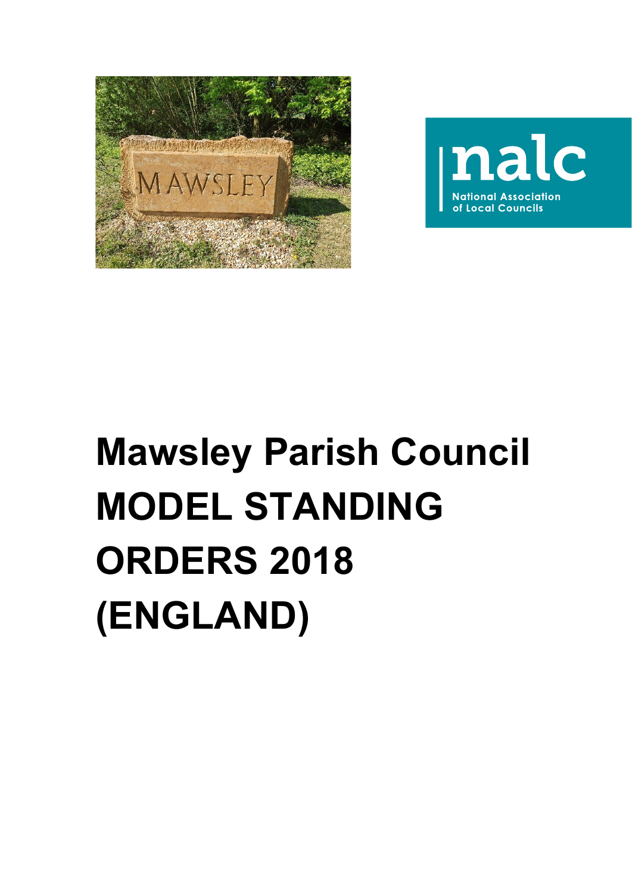# Mawsley Parish Council MODEL STANDING ORDERS 2018 (ENGLAND)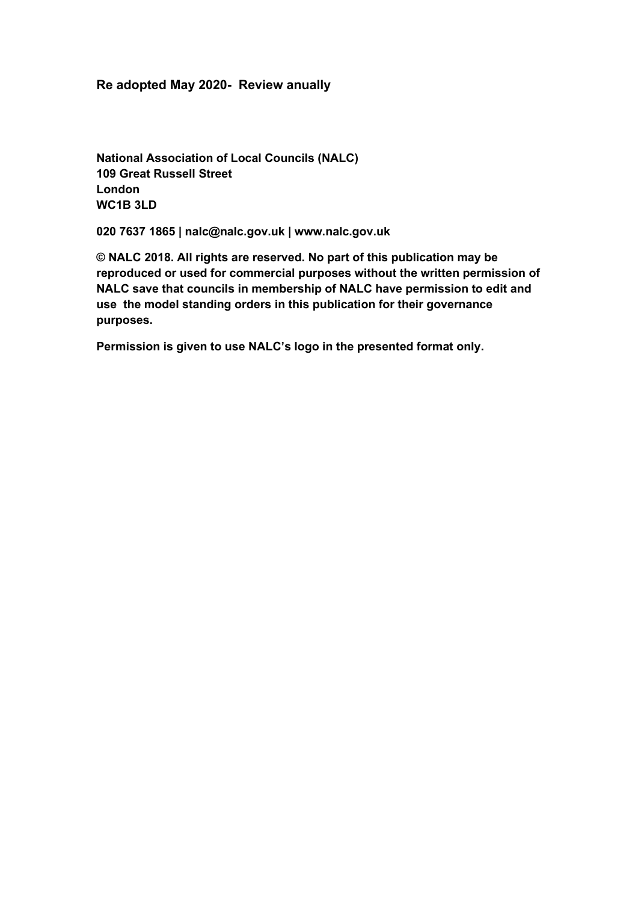**Re adopted May 2020- Review anually**

**National Association of Local Councils (NALC)**
**109 Great Russell Street**
**London**
**WC1B 3LD**

**020 7637 1865 | nalc@nalc.gov.uk | www.nalc.gov.uk**

**© NALC 2018. All rights are reserved. No part of this publication may be reproduced or used for commercial purposes without the written permission of NALC save that councils in membership of NALC have permission to edit and use the model standing orders in this publication for their governance purposes.**

**Permission is given to use NALC's logo in the presented format only.**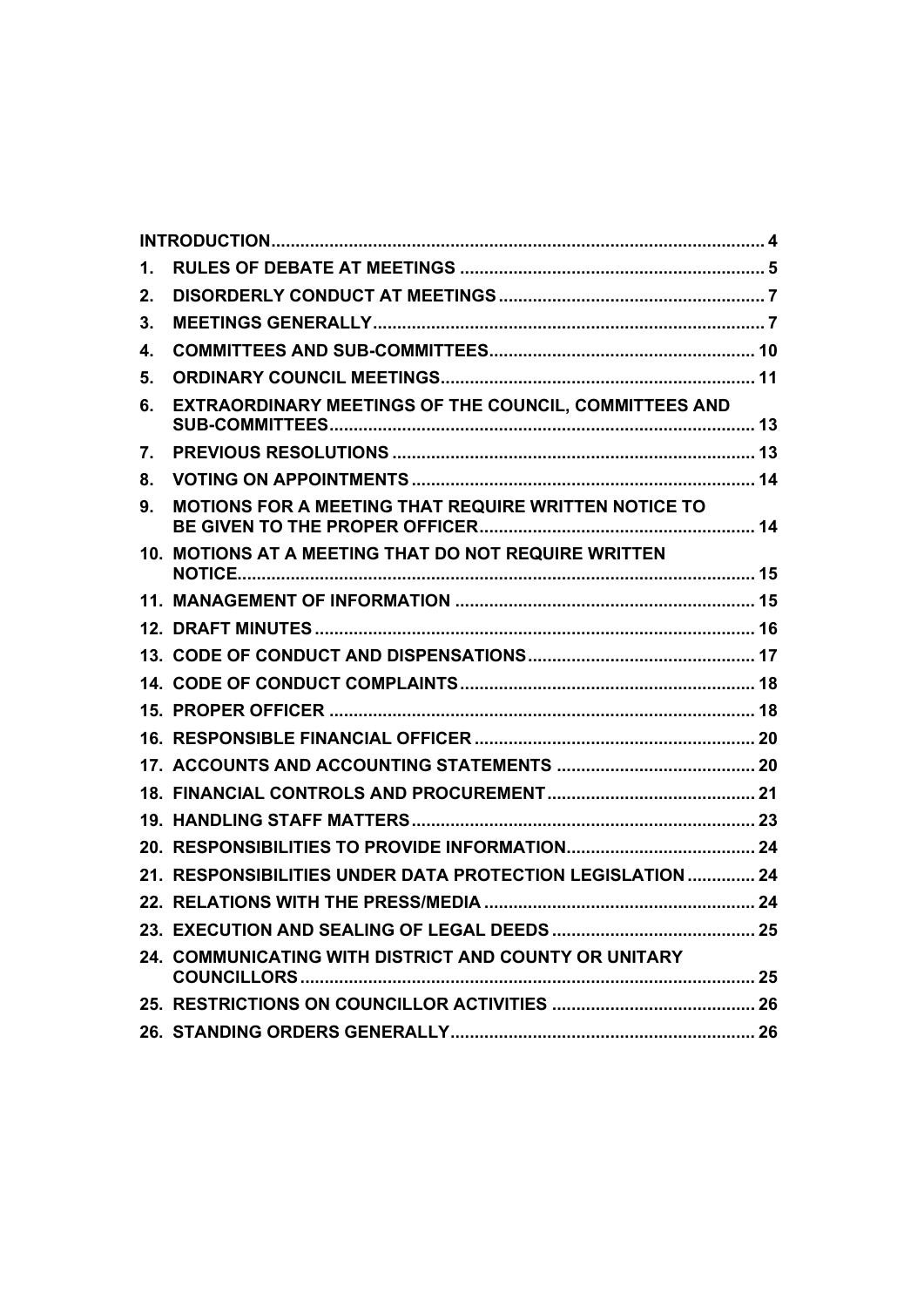| | | |
|---|---|---|
| **INTRODUCTION** | | **4** |
| **1.** | **RULES OF DEBATE AT MEETINGS** | **5** |
| **2.** | **DISORDERLY CONDUCT AT MEETINGS** | **7** |
| **3.** | **MEETINGS GENERALLY** | **7** |
| **4.** | **COMMITTEES AND SUB-COMMITTEES** | **10** |
| **5.** | **ORDINARY COUNCIL MEETINGS** | **11** |
| **6.** | **EXTRAORDINARY MEETINGS OF THE COUNCIL, COMMITTEES AND SUB-COMMITTEES** | **13** |
| **7.** | **PREVIOUS RESOLUTIONS** | **13** |
| **8.** | **VOTING ON APPOINTMENTS** | **14** |
| **9.** | **MOTIONS FOR A MEETING THAT REQUIRE WRITTEN NOTICE TO BE GIVEN TO THE PROPER OFFICER** | **14** |
| **10.** | **MOTIONS AT A MEETING THAT DO NOT REQUIRE WRITTEN NOTICE** | **15** |
| **11.** | **MANAGEMENT OF INFORMATION** | **15** |
| **12.** | **DRAFT MINUTES** | **16** |
| **13.** | **CODE OF CONDUCT AND DISPENSATIONS** | **17** |
| **14.** | **CODE OF CONDUCT COMPLAINTS** | **18** |
| **15.** | **PROPER OFFICER** | **18** |
| **16.** | **RESPONSIBLE FINANCIAL OFFICER** | **20** |
| **17.** | **ACCOUNTS AND ACCOUNTING STATEMENTS** | **20** |
| **18.** | **FINANCIAL CONTROLS AND PROCUREMENT** | **21** |
| **19.** | **HANDLING STAFF MATTERS** | **23** |
| **20.** | **RESPONSIBILITIES TO PROVIDE INFORMATION** | **24** |
| **21.** | **RESPONSIBILITIES UNDER DATA PROTECTION LEGISLATION** | **24** |
| **22.** | **RELATIONS WITH THE PRESS/MEDIA** | **24** |
| **23.** | **EXECUTION AND SEALING OF LEGAL DEEDS** | **25** |
| **24.** | **COMMUNICATING WITH DISTRICT AND COUNTY OR UNITARY COUNCILLORS** | **25** |
| **25.** | **RESTRICTIONS ON COUNCILLOR ACTIVITIES** | **26** |
| **26.** | **STANDING ORDERS GENERALLY** | **26** |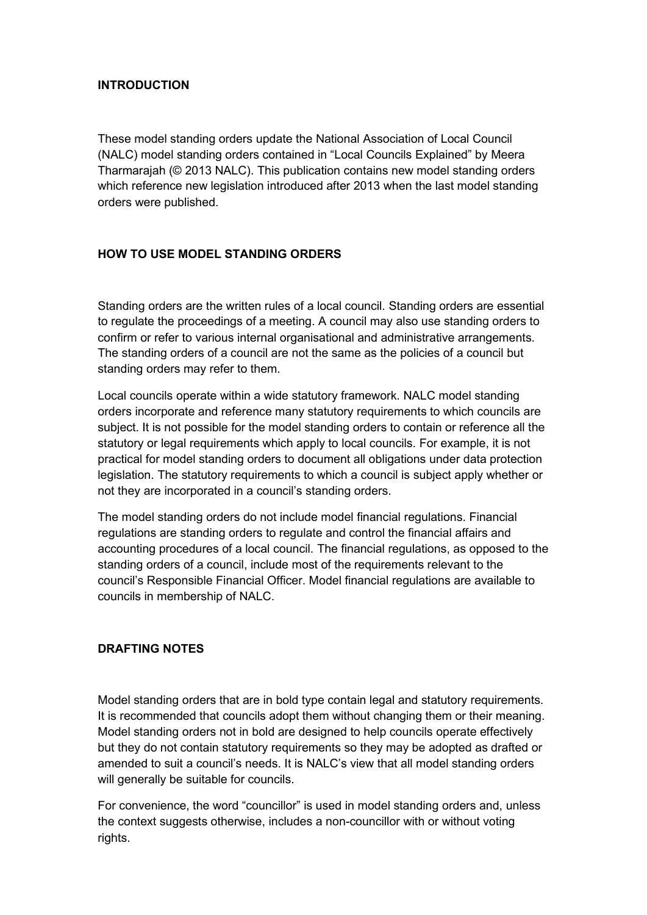## INTRODUCTION

These model standing orders update the National Association of Local Council (NALC) model standing orders contained in "Local Councils Explained" by Meera Tharmarajah (© 2013 NALC). This publication contains new model standing orders which reference new legislation introduced after 2013 when the last model standing orders were published.

## HOW TO USE MODEL STANDING ORDERS

Standing orders are the written rules of a local council. Standing orders are essential to regulate the proceedings of a meeting. A council may also use standing orders to confirm or refer to various internal organisational and administrative arrangements. The standing orders of a council are not the same as the policies of a council but standing orders may refer to them.

Local councils operate within a wide statutory framework. NALC model standing orders incorporate and reference many statutory requirements to which councils are subject. It is not possible for the model standing orders to contain or reference all the statutory or legal requirements which apply to local councils. For example, it is not practical for model standing orders to document all obligations under data protection legislation. The statutory requirements to which a council is subject apply whether or not they are incorporated in a council's standing orders.

The model standing orders do not include model financial regulations. Financial regulations are standing orders to regulate and control the financial affairs and accounting procedures of a local council. The financial regulations, as opposed to the standing orders of a council, include most of the requirements relevant to the council's Responsible Financial Officer. Model financial regulations are available to councils in membership of NALC.

## DRAFTING NOTES

Model standing orders that are in bold type contain legal and statutory requirements. It is recommended that councils adopt them without changing them or their meaning. Model standing orders not in bold are designed to help councils operate effectively but they do not contain statutory requirements so they may be adopted as drafted or amended to suit a council's needs. It is NALC's view that all model standing orders will generally be suitable for councils.

For convenience, the word "councillor" is used in model standing orders and, unless the context suggests otherwise, includes a non-councillor with or without voting rights.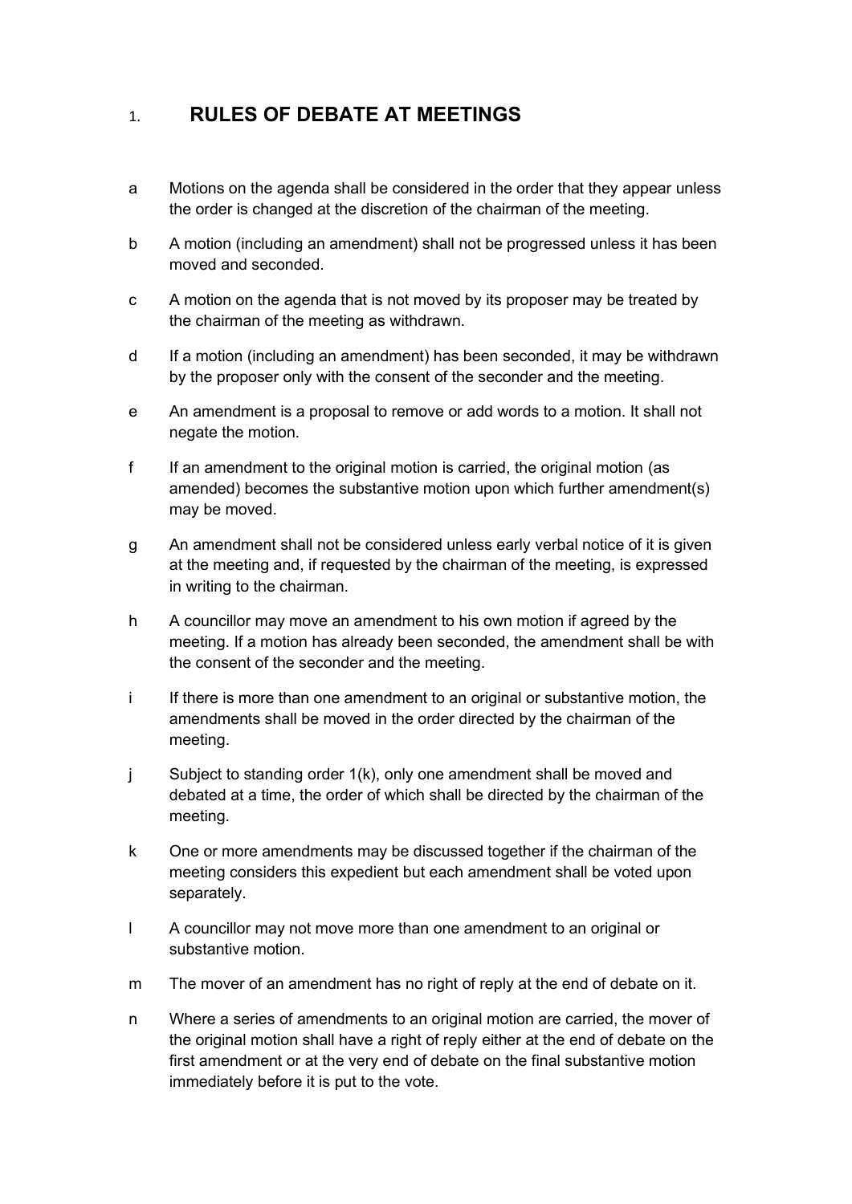# 1. RULES OF DEBATE AT MEETINGS

a. Motions on the agenda shall be considered in the order that they appear unless the order is changed at the discretion of the chairman of the meeting.

b. A motion (including an amendment) shall not be progressed unless it has been moved and seconded.

c. A motion on the agenda that is not moved by its proposer may be treated by the chairman of the meeting as withdrawn.

d. If a motion (including an amendment) has been seconded, it may be withdrawn by the proposer only with the consent of the seconder and the meeting.

e. An amendment is a proposal to remove or add words to a motion. It shall not negate the motion.

f. If an amendment to the original motion is carried, the original motion (as amended) becomes the substantive motion upon which further amendment(s) may be moved.

g. An amendment shall not be considered unless early verbal notice of it is given at the meeting and, if requested by the chairman of the meeting, is expressed in writing to the chairman.

h. A councillor may move an amendment to his own motion if agreed by the meeting. If a motion has already been seconded, the amendment shall be with the consent of the seconder and the meeting.

i. If there is more than one amendment to an original or substantive motion, the amendments shall be moved in the order directed by the chairman of the meeting.

j. Subject to standing order 1(k), only one amendment shall be moved and debated at a time, the order of which shall be directed by the chairman of the meeting.

k. One or more amendments may be discussed together if the chairman of the meeting considers this expedient but each amendment shall be voted upon separately.

l. A councillor may not move more than one amendment to an original or substantive motion.

m. The mover of an amendment has no right of reply at the end of debate on it.

n. Where a series of amendments to an original motion are carried, the mover of the original motion shall have a right of reply either at the end of debate on the first amendment or at the very end of debate on the final substantive motion immediately before it is put to the vote.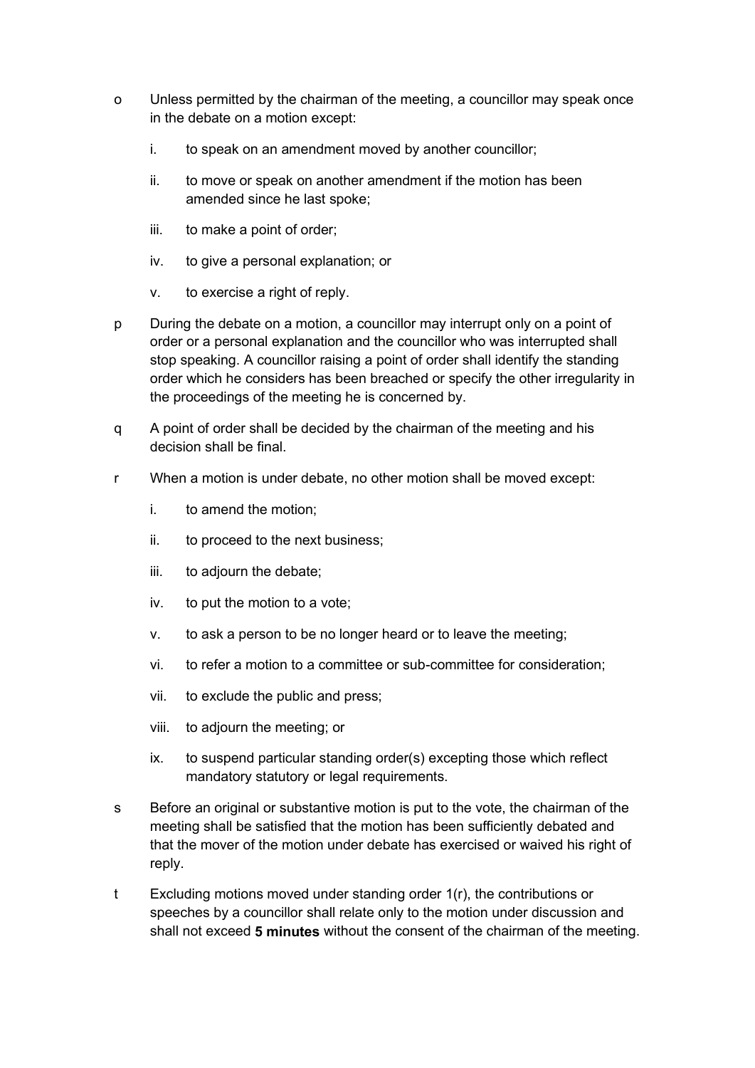o Unless permitted by the chairman of the meeting, a councillor may speak once in the debate on a motion except:

   i. to speak on an amendment moved by another councillor;

   ii. to move or speak on another amendment if the motion has been amended since he last spoke;

   iii. to make a point of order;

   iv. to give a personal explanation; or

   v. to exercise a right of reply.

p During the debate on a motion, a councillor may interrupt only on a point of order or a personal explanation and the councillor who was interrupted shall stop speaking. A councillor raising a point of order shall identify the standing order which he considers has been breached or specify the other irregularity in the proceedings of the meeting he is concerned by.

q A point of order shall be decided by the chairman of the meeting and his decision shall be final.

r When a motion is under debate, no other motion shall be moved except:

   i. to amend the motion;

   ii. to proceed to the next business;

   iii. to adjourn the debate;

   iv. to put the motion to a vote;

   v. to ask a person to be no longer heard or to leave the meeting;

   vi. to refer a motion to a committee or sub-committee for consideration;

   vii. to exclude the public and press;

   viii. to adjourn the meeting; or

   ix. to suspend particular standing order(s) excepting those which reflect mandatory statutory or legal requirements.

s Before an original or substantive motion is put to the vote, the chairman of the meeting shall be satisfied that the motion has been sufficiently debated and that the mover of the motion under debate has exercised or waived his right of reply.

t Excluding motions moved under standing order 1(r), the contributions or speeches by a councillor shall relate only to the motion under discussion and shall not exceed **5 minutes** without the consent of the chairman of the meeting.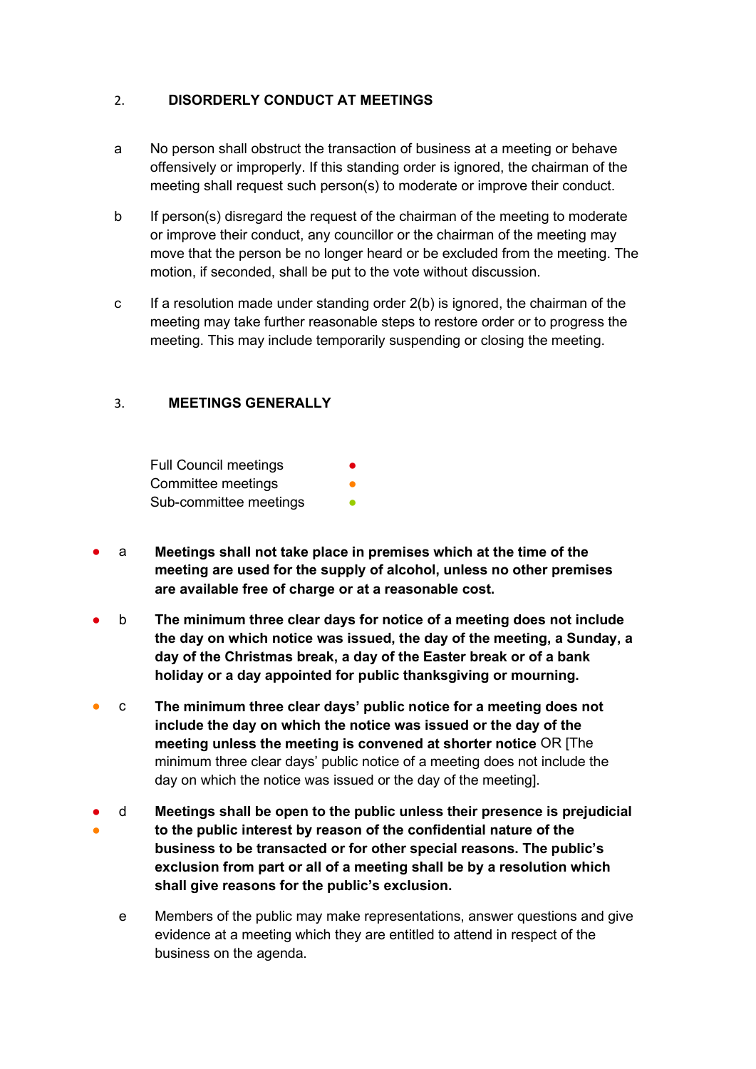## 2. DISORDERLY CONDUCT AT MEETINGS

a No person shall obstruct the transaction of business at a meeting or behave offensively or improperly. If this standing order is ignored, the chairman of the meeting shall request such person(s) to moderate or improve their conduct.

b If person(s) disregard the request of the chairman of the meeting to moderate or improve their conduct, any councillor or the chairman of the meeting may move that the person be no longer heard or be excluded from the meeting. The motion, if seconded, shall be put to the vote without discussion.

c If a resolution made under standing order 2(b) is ignored, the chairman of the meeting may take further reasonable steps to restore order or to progress the meeting. This may include temporarily suspending or closing the meeting.

## 3. MEETINGS GENERALLY

Full Council meetings ● (red)
Committee meetings ● (orange)
Sub-committee meetings ● (green)

● (red) a **Meetings shall not take place in premises which at the time of the meeting are used for the supply of alcohol, unless no other premises are available free of charge or at a reasonable cost.**

● (red) b **The minimum three clear days for notice of a meeting does not include the day on which notice was issued, the day of the meeting, a Sunday, a day of the Christmas break, a day of the Easter break or of a bank holiday or a day appointed for public thanksgiving or mourning.**

● (orange) c **The minimum three clear days' public notice for a meeting does not include the day on which the notice was issued or the day of the meeting unless the meeting is convened at shorter notice** OR [The minimum three clear days' public notice of a meeting does not include the day on which the notice was issued or the day of the meeting].

● (red) ● (orange) d **Meetings shall be open to the public unless their presence is prejudicial to the public interest by reason of the confidential nature of the business to be transacted or for other special reasons. The public's exclusion from part or all of a meeting shall be by a resolution which shall give reasons for the public's exclusion.**

e Members of the public may make representations, answer questions and give evidence at a meeting which they are entitled to attend in respect of the business on the agenda.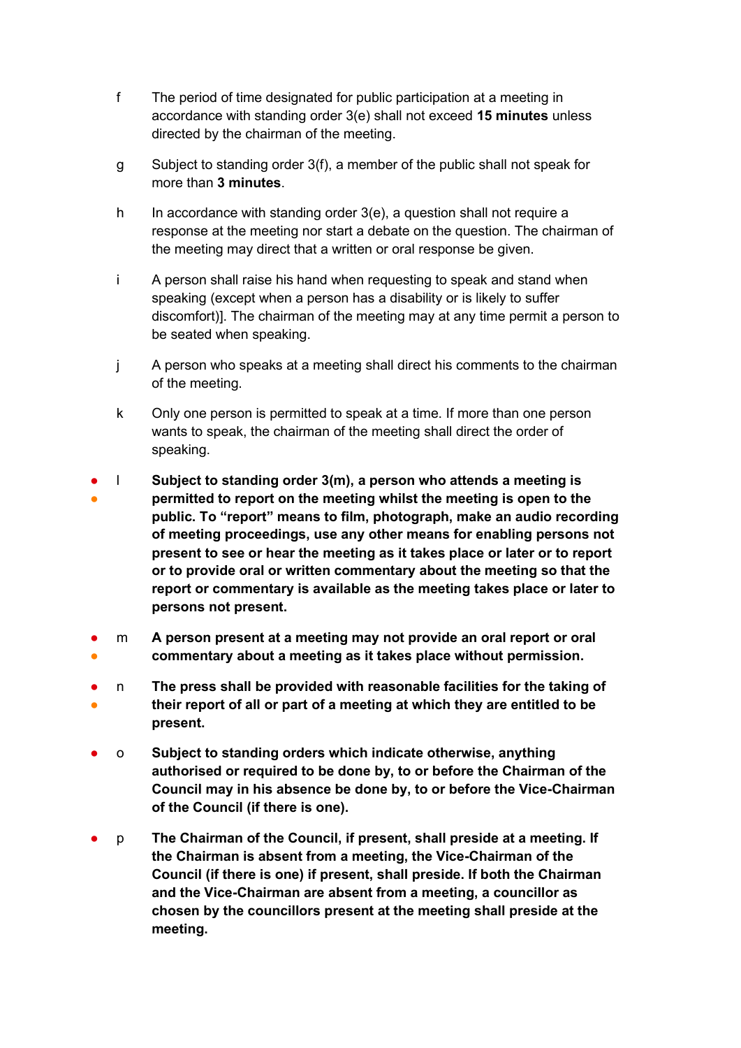f The period of time designated for public participation at a meeting in accordance with standing order 3(e) shall not exceed **15 minutes** unless directed by the chairman of the meeting.

g Subject to standing order 3(f), a member of the public shall not speak for more than **3 minutes**.

h In accordance with standing order 3(e), a question shall not require a response at the meeting nor start a debate on the question. The chairman of the meeting may direct that a written or oral response be given.

i A person shall raise his hand when requesting to speak and stand when speaking (except when a person has a disability or is likely to suffer discomfort)]. The chairman of the meeting may at any time permit a person to be seated when speaking.

j A person who speaks at a meeting shall direct his comments to the chairman of the meeting.

k Only one person is permitted to speak at a time. If more than one person wants to speak, the chairman of the meeting shall direct the order of speaking.

- l **Subject to standing order 3(m), a person who attends a meeting is permitted to report on the meeting whilst the meeting is open to the public. To "report" means to film, photograph, make an audio recording of meeting proceedings, use any other means for enabling persons not present to see or hear the meeting as it takes place or later or to report or to provide oral or written commentary about the meeting so that the report or commentary is available as the meeting takes place or later to persons not present.**

- m **A person present at a meeting may not provide an oral report or oral commentary about a meeting as it takes place without permission.**

- n **The press shall be provided with reasonable facilities for the taking of their report of all or part of a meeting at which they are entitled to be present.**

- o **Subject to standing orders which indicate otherwise, anything authorised or required to be done by, to or before the Chairman of the Council may in his absence be done by, to or before the Vice-Chairman of the Council (if there is one).**

- p **The Chairman of the Council, if present, shall preside at a meeting. If the Chairman is absent from a meeting, the Vice-Chairman of the Council (if there is one) if present, shall preside. If both the Chairman and the Vice-Chairman are absent from a meeting, a councillor as chosen by the councillors present at the meeting shall preside at the meeting.**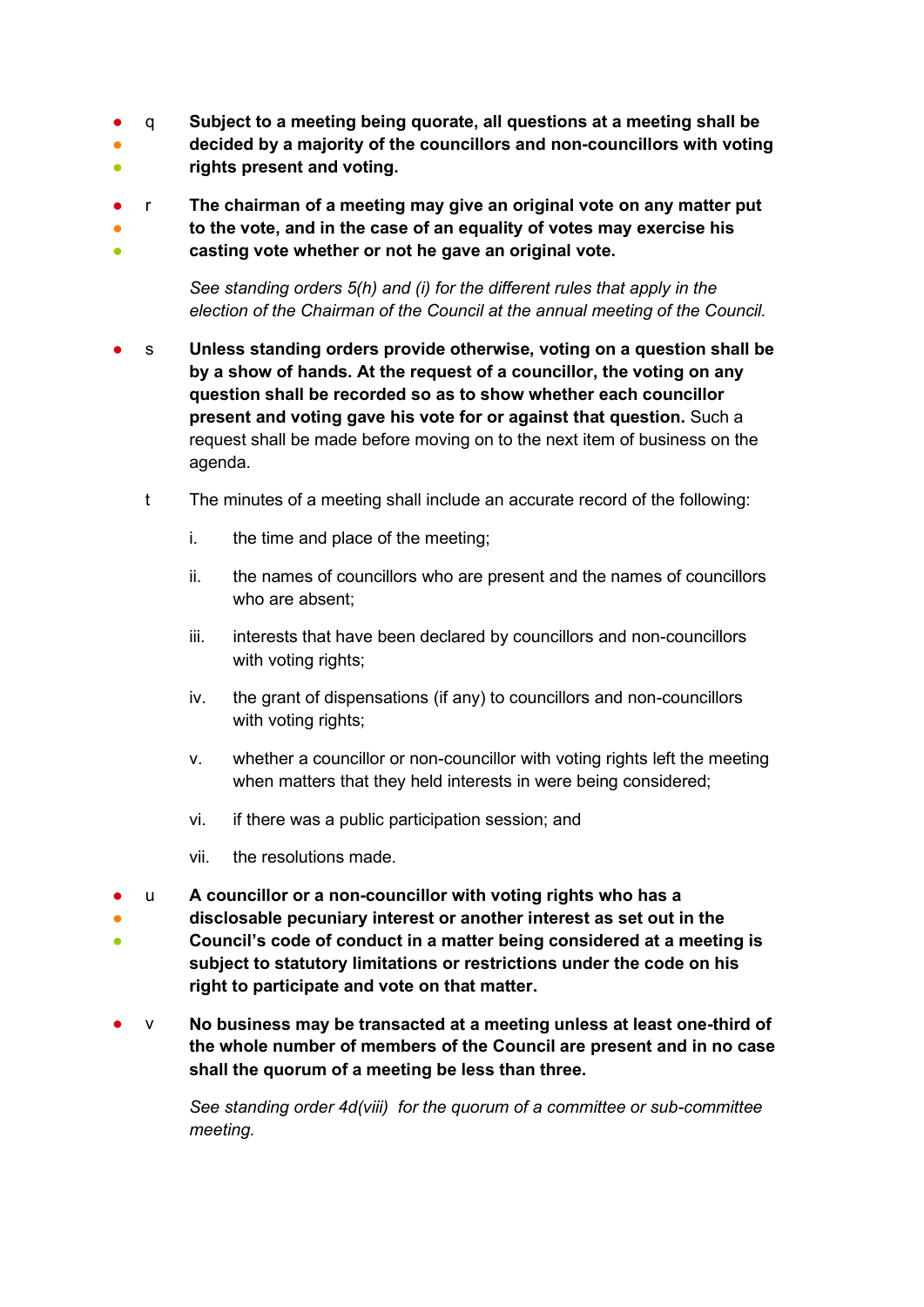- q **Subject to a meeting being quorate, all questions at a meeting shall be decided by a majority of the councillors and non-councillors with voting rights present and voting.**

- r **The chairman of a meeting may give an original vote on any matter put to the vote, and in the case of an equality of votes may exercise his casting vote whether or not he gave an original vote.**

  *See standing orders 5(h) and (i) for the different rules that apply in the election of the Chairman of the Council at the annual meeting of the Council.*

- s **Unless standing orders provide otherwise, voting on a question shall be by a show of hands. At the request of a councillor, the voting on any question shall be recorded so as to show whether each councillor present and voting gave his vote for or against that question.** Such a request shall be made before moving on to the next item of business on the agenda.

- t The minutes of a meeting shall include an accurate record of the following:

  i. the time and place of the meeting;

  ii. the names of councillors who are present and the names of councillors who are absent;

  iii. interests that have been declared by councillors and non-councillors with voting rights;

  iv. the grant of dispensations (if any) to councillors and non-councillors with voting rights;

  v. whether a councillor or non-councillor with voting rights left the meeting when matters that they held interests in were being considered;

  vi. if there was a public participation session; and

  vii. the resolutions made.

- u **A councillor or a non-councillor with voting rights who has a disclosable pecuniary interest or another interest as set out in the Council's code of conduct in a matter being considered at a meeting is subject to statutory limitations or restrictions under the code on his right to participate and vote on that matter.**

- v **No business may be transacted at a meeting unless at least one-third of the whole number of members of the Council are present and in no case shall the quorum of a meeting be less than three.**

  *See standing order 4d(viii) for the quorum of a committee or sub-committee meeting.*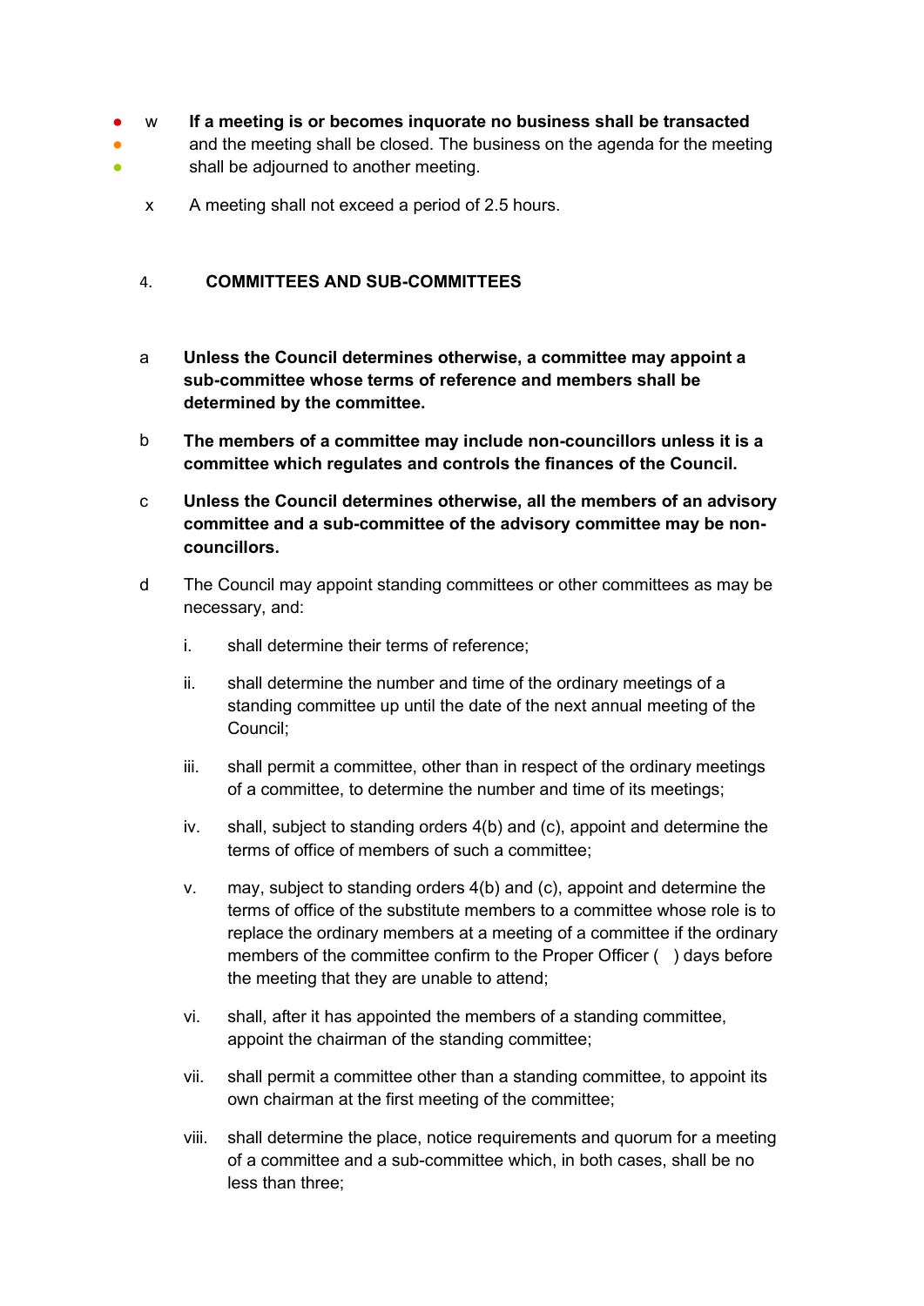w **If a meeting is or becomes inquorate no business shall be transacted** and the meeting shall be closed. The business on the agenda for the meeting shall be adjourned to another meeting.

x A meeting shall not exceed a period of 2.5 hours.

## 4. COMMITTEES AND SUB-COMMITTEES

a **Unless the Council determines otherwise, a committee may appoint a sub-committee whose terms of reference and members shall be determined by the committee.**

b **The members of a committee may include non-councillors unless it is a committee which regulates and controls the finances of the Council.**

c **Unless the Council determines otherwise, all the members of an advisory committee and a sub-committee of the advisory committee may be non-councillors.**

d The Council may appoint standing committees or other committees as may be necessary, and:

i. shall determine their terms of reference;

ii. shall determine the number and time of the ordinary meetings of a standing committee up until the date of the next annual meeting of the Council;

iii. shall permit a committee, other than in respect of the ordinary meetings of a committee, to determine the number and time of its meetings;

iv. shall, subject to standing orders 4(b) and (c), appoint and determine the terms of office of members of such a committee;

v. may, subject to standing orders 4(b) and (c), appoint and determine the terms of office of the substitute members to a committee whose role is to replace the ordinary members at a meeting of a committee if the ordinary members of the committee confirm to the Proper Officer (   ) days before the meeting that they are unable to attend;

vi. shall, after it has appointed the members of a standing committee, appoint the chairman of the standing committee;

vii. shall permit a committee other than a standing committee, to appoint its own chairman at the first meeting of the committee;

viii. shall determine the place, notice requirements and quorum for a meeting of a committee and a sub-committee which, in both cases, shall be no less than three;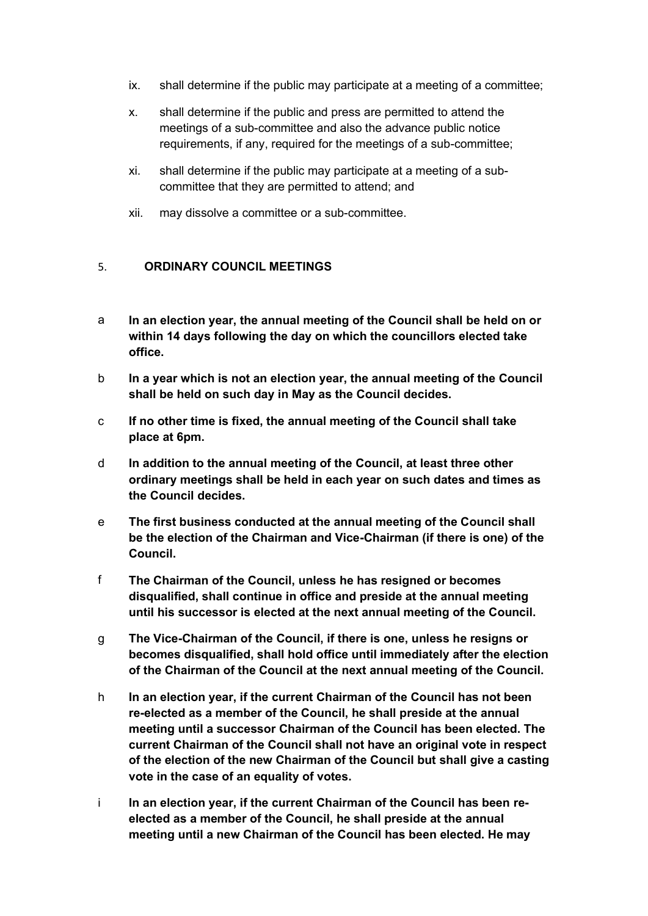ix. shall determine if the public may participate at a meeting of a committee;

x. shall determine if the public and press are permitted to attend the meetings of a sub-committee and also the advance public notice requirements, if any, required for the meetings of a sub-committee;

xi. shall determine if the public may participate at a meeting of a sub-committee that they are permitted to attend; and

xii. may dissolve a committee or a sub-committee.

## 5. ORDINARY COUNCIL MEETINGS

a **In an election year, the annual meeting of the Council shall be held on or within 14 days following the day on which the councillors elected take office.**

b **In a year which is not an election year, the annual meeting of the Council shall be held on such day in May as the Council decides.**

c **If no other time is fixed, the annual meeting of the Council shall take place at 6pm.**

d **In addition to the annual meeting of the Council, at least three other ordinary meetings shall be held in each year on such dates and times as the Council decides.**

e **The first business conducted at the annual meeting of the Council shall be the election of the Chairman and Vice-Chairman (if there is one) of the Council.**

f **The Chairman of the Council, unless he has resigned or becomes disqualified, shall continue in office and preside at the annual meeting until his successor is elected at the next annual meeting of the Council.**

g **The Vice-Chairman of the Council, if there is one, unless he resigns or becomes disqualified, shall hold office until immediately after the election of the Chairman of the Council at the next annual meeting of the Council.**

h **In an election year, if the current Chairman of the Council has not been re-elected as a member of the Council, he shall preside at the annual meeting until a successor Chairman of the Council has been elected. The current Chairman of the Council shall not have an original vote in respect of the election of the new Chairman of the Council but shall give a casting vote in the case of an equality of votes.**

i **In an election year, if the current Chairman of the Council has been re-elected as a member of the Council, he shall preside at the annual meeting until a new Chairman of the Council has been elected. He may**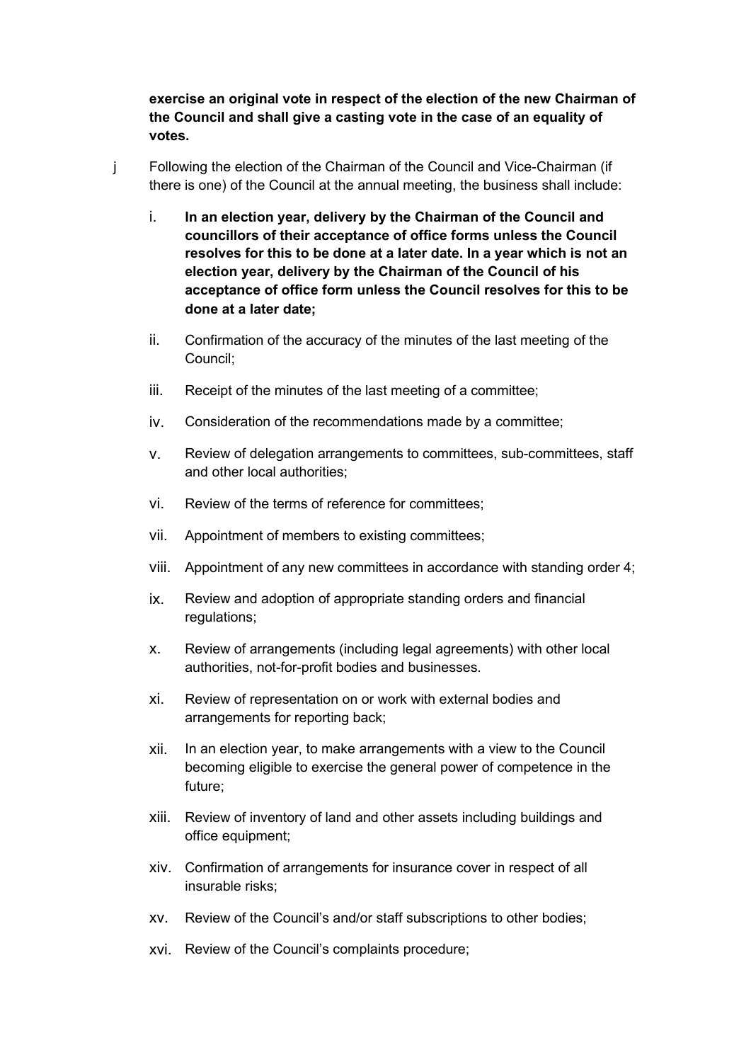**exercise an original vote in respect of the election of the new Chairman of the Council and shall give a casting vote in the case of an equality of votes.**

j Following the election of the Chairman of the Council and Vice-Chairman (if there is one) of the Council at the annual meeting, the business shall include:

i. **In an election year, delivery by the Chairman of the Council and councillors of their acceptance of office forms unless the Council resolves for this to be done at a later date. In a year which is not an election year, delivery by the Chairman of the Council of his acceptance of office form unless the Council resolves for this to be done at a later date;**

ii. Confirmation of the accuracy of the minutes of the last meeting of the Council;

iii. Receipt of the minutes of the last meeting of a committee;

iv. Consideration of the recommendations made by a committee;

v. Review of delegation arrangements to committees, sub-committees, staff and other local authorities;

vi. Review of the terms of reference for committees;

vii. Appointment of members to existing committees;

viii. Appointment of any new committees in accordance with standing order 4;

ix. Review and adoption of appropriate standing orders and financial regulations;

x. Review of arrangements (including legal agreements) with other local authorities, not-for-profit bodies and businesses.

xi. Review of representation on or work with external bodies and arrangements for reporting back;

xii. In an election year, to make arrangements with a view to the Council becoming eligible to exercise the general power of competence in the future;

xiii. Review of inventory of land and other assets including buildings and office equipment;

xiv. Confirmation of arrangements for insurance cover in respect of all insurable risks;

xv. Review of the Council's and/or staff subscriptions to other bodies;

xvi. Review of the Council's complaints procedure;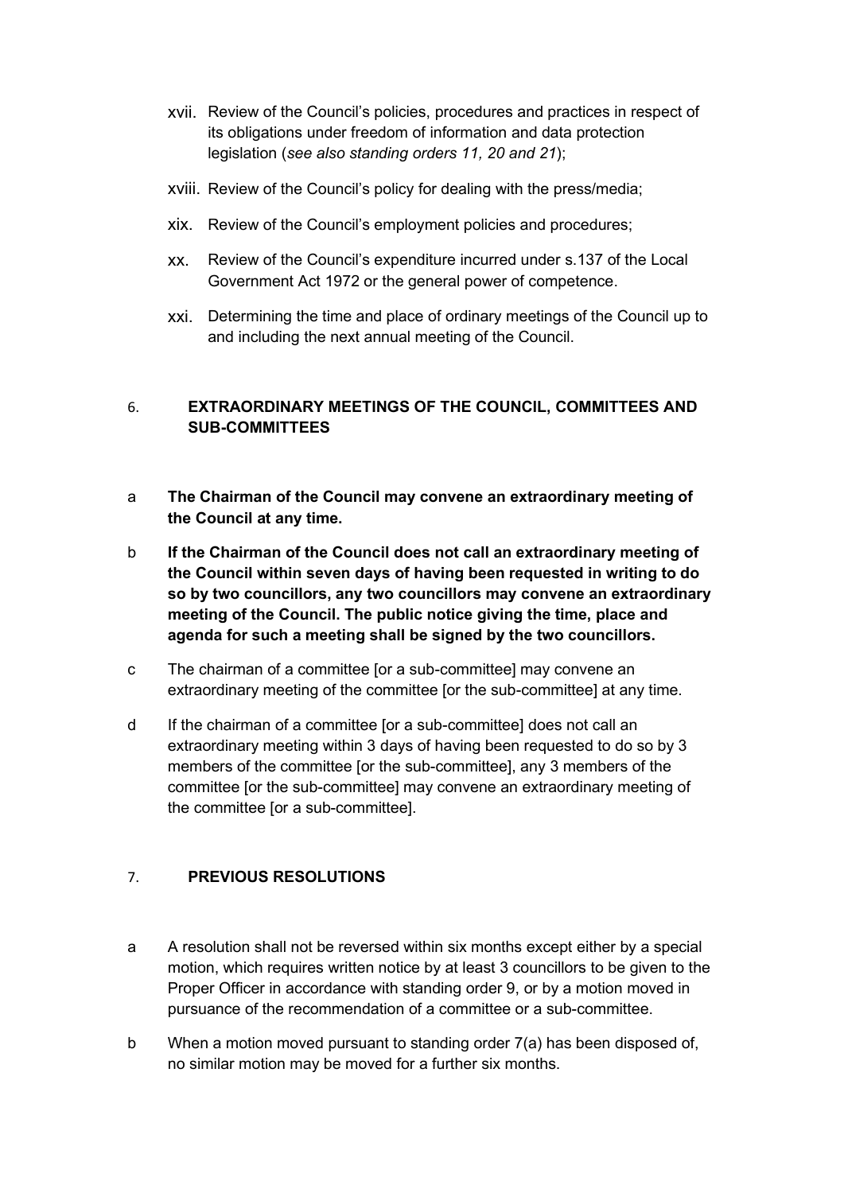xvii. Review of the Council's policies, procedures and practices in respect of its obligations under freedom of information and data protection legislation (*see also standing orders 11, 20 and 21*);

xviii. Review of the Council's policy for dealing with the press/media;

xix. Review of the Council's employment policies and procedures;

xx. Review of the Council's expenditure incurred under s.137 of the Local Government Act 1972 or the general power of competence.

xxi. Determining the time and place of ordinary meetings of the Council up to and including the next annual meeting of the Council.

## 6. EXTRAORDINARY MEETINGS OF THE COUNCIL, COMMITTEES AND SUB-COMMITTEES

a **The Chairman of the Council may convene an extraordinary meeting of the Council at any time.**

b **If the Chairman of the Council does not call an extraordinary meeting of the Council within seven days of having been requested in writing to do so by two councillors, any two councillors may convene an extraordinary meeting of the Council. The public notice giving the time, place and agenda for such a meeting shall be signed by the two councillors.**

c The chairman of a committee [or a sub-committee] may convene an extraordinary meeting of the committee [or the sub-committee] at any time.

d If the chairman of a committee [or a sub-committee] does not call an extraordinary meeting within 3 days of having been requested to do so by 3 members of the committee [or the sub-committee], any 3 members of the committee [or the sub-committee] may convene an extraordinary meeting of the committee [or a sub-committee].

## 7. PREVIOUS RESOLUTIONS

a A resolution shall not be reversed within six months except either by a special motion, which requires written notice by at least 3 councillors to be given to the Proper Officer in accordance with standing order 9, or by a motion moved in pursuance of the recommendation of a committee or a sub-committee.

b When a motion moved pursuant to standing order 7(a) has been disposed of, no similar motion may be moved for a further six months.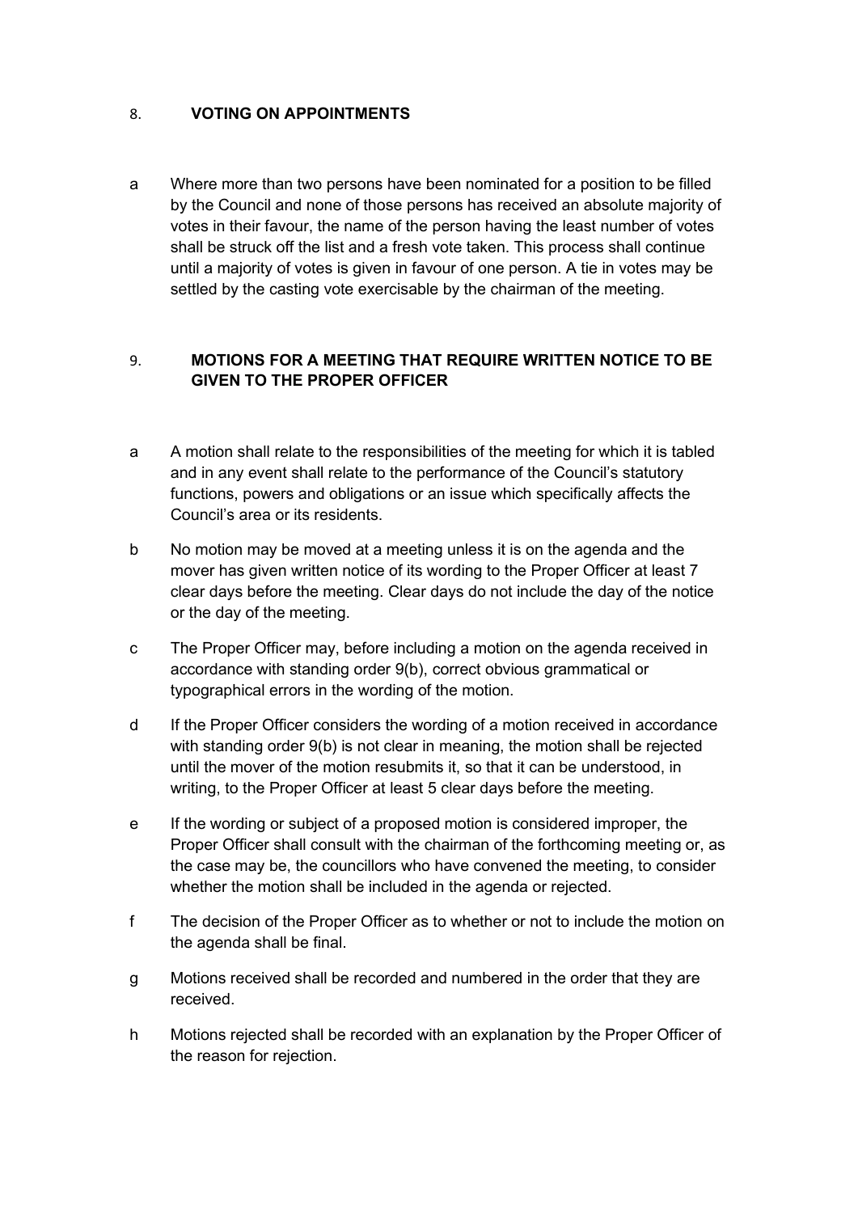## 8. VOTING ON APPOINTMENTS

a Where more than two persons have been nominated for a position to be filled by the Council and none of those persons has received an absolute majority of votes in their favour, the name of the person having the least number of votes shall be struck off the list and a fresh vote taken. This process shall continue until a majority of votes is given in favour of one person. A tie in votes may be settled by the casting vote exercisable by the chairman of the meeting.

## 9. MOTIONS FOR A MEETING THAT REQUIRE WRITTEN NOTICE TO BE GIVEN TO THE PROPER OFFICER

a A motion shall relate to the responsibilities of the meeting for which it is tabled and in any event shall relate to the performance of the Council's statutory functions, powers and obligations or an issue which specifically affects the Council's area or its residents.

b No motion may be moved at a meeting unless it is on the agenda and the mover has given written notice of its wording to the Proper Officer at least 7 clear days before the meeting. Clear days do not include the day of the notice or the day of the meeting.

c The Proper Officer may, before including a motion on the agenda received in accordance with standing order 9(b), correct obvious grammatical or typographical errors in the wording of the motion.

d If the Proper Officer considers the wording of a motion received in accordance with standing order 9(b) is not clear in meaning, the motion shall be rejected until the mover of the motion resubmits it, so that it can be understood, in writing, to the Proper Officer at least 5 clear days before the meeting.

e If the wording or subject of a proposed motion is considered improper, the Proper Officer shall consult with the chairman of the forthcoming meeting or, as the case may be, the councillors who have convened the meeting, to consider whether the motion shall be included in the agenda or rejected.

f The decision of the Proper Officer as to whether or not to include the motion on the agenda shall be final.

g Motions received shall be recorded and numbered in the order that they are received.

h Motions rejected shall be recorded with an explanation by the Proper Officer of the reason for rejection.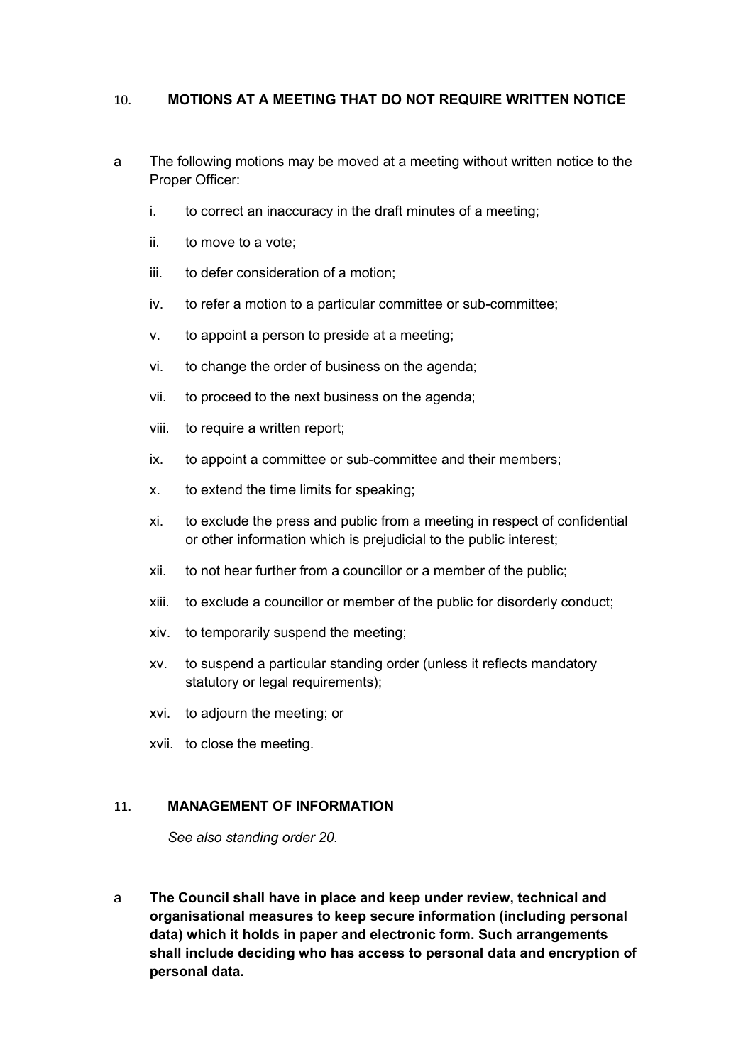## 10. MOTIONS AT A MEETING THAT DO NOT REQUIRE WRITTEN NOTICE

a The following motions may be moved at a meeting without written notice to the Proper Officer:

- i. to correct an inaccuracy in the draft minutes of a meeting;
- ii. to move to a vote;
- iii. to defer consideration of a motion;
- iv. to refer a motion to a particular committee or sub-committee;
- v. to appoint a person to preside at a meeting;
- vi. to change the order of business on the agenda;
- vii. to proceed to the next business on the agenda;
- viii. to require a written report;
- ix. to appoint a committee or sub-committee and their members;
- x. to extend the time limits for speaking;
- xi. to exclude the press and public from a meeting in respect of confidential or other information which is prejudicial to the public interest;
- xii. to not hear further from a councillor or a member of the public;
- xiii. to exclude a councillor or member of the public for disorderly conduct;
- xiv. to temporarily suspend the meeting;
- xv. to suspend a particular standing order (unless it reflects mandatory statutory or legal requirements);
- xvi. to adjourn the meeting; or
- xvii. to close the meeting.

## 11. MANAGEMENT OF INFORMATION

*See also standing order 20.*

a **The Council shall have in place and keep under review, technical and organisational measures to keep secure information (including personal data) which it holds in paper and electronic form. Such arrangements shall include deciding who has access to personal data and encryption of personal data.**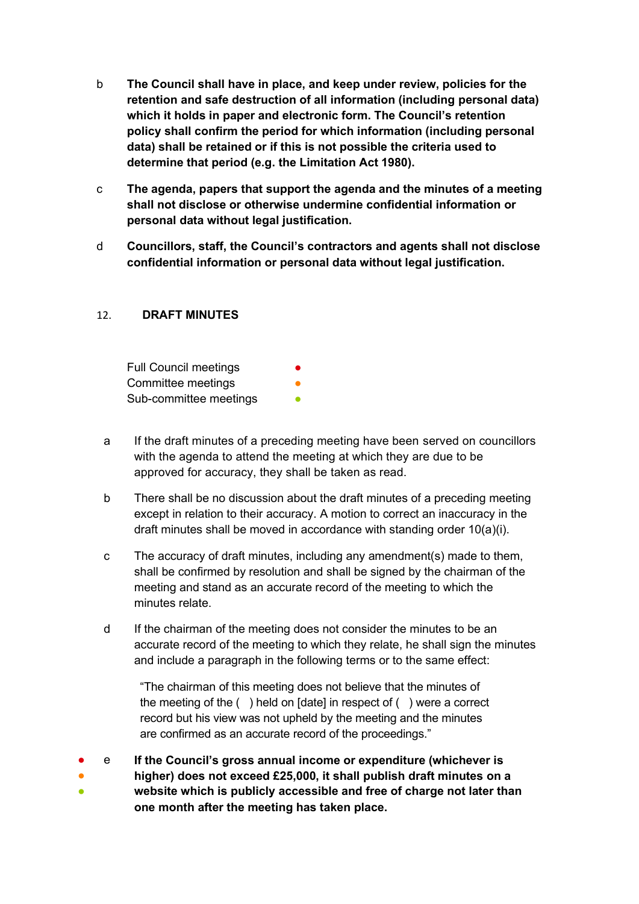b **The Council shall have in place, and keep under review, policies for the retention and safe destruction of all information (including personal data) which it holds in paper and electronic form. The Council's retention policy shall confirm the period for which information (including personal data) shall be retained or if this is not possible the criteria used to determine that period (e.g. the Limitation Act 1980).**

c **The agenda, papers that support the agenda and the minutes of a meeting shall not disclose or otherwise undermine confidential information or personal data without legal justification.**

d **Councillors, staff, the Council's contractors and agents shall not disclose confidential information or personal data without legal justification.**

## 12. DRAFT MINUTES

Full Council meetings ●
Committee meetings ●
Sub-committee meetings ●

a If the draft minutes of a preceding meeting have been served on councillors with the agenda to attend the meeting at which they are due to be approved for accuracy, they shall be taken as read.

b There shall be no discussion about the draft minutes of a preceding meeting except in relation to their accuracy. A motion to correct an inaccuracy in the draft minutes shall be moved in accordance with standing order 10(a)(i).

c The accuracy of draft minutes, including any amendment(s) made to them, shall be confirmed by resolution and shall be signed by the chairman of the meeting and stand as an accurate record of the meeting to which the minutes relate.

d If the chairman of the meeting does not consider the minutes to be an accurate record of the meeting to which they relate, he shall sign the minutes and include a paragraph in the following terms or to the same effect:

> "The chairman of this meeting does not believe that the minutes of the meeting of the ( ) held on [date] in respect of ( ) were a correct record but his view was not upheld by the meeting and the minutes are confirmed as an accurate record of the proceedings."

● ● ● e **If the Council's gross annual income or expenditure (whichever is higher) does not exceed £25,000, it shall publish draft minutes on a website which is publicly accessible and free of charge not later than one month after the meeting has taken place.**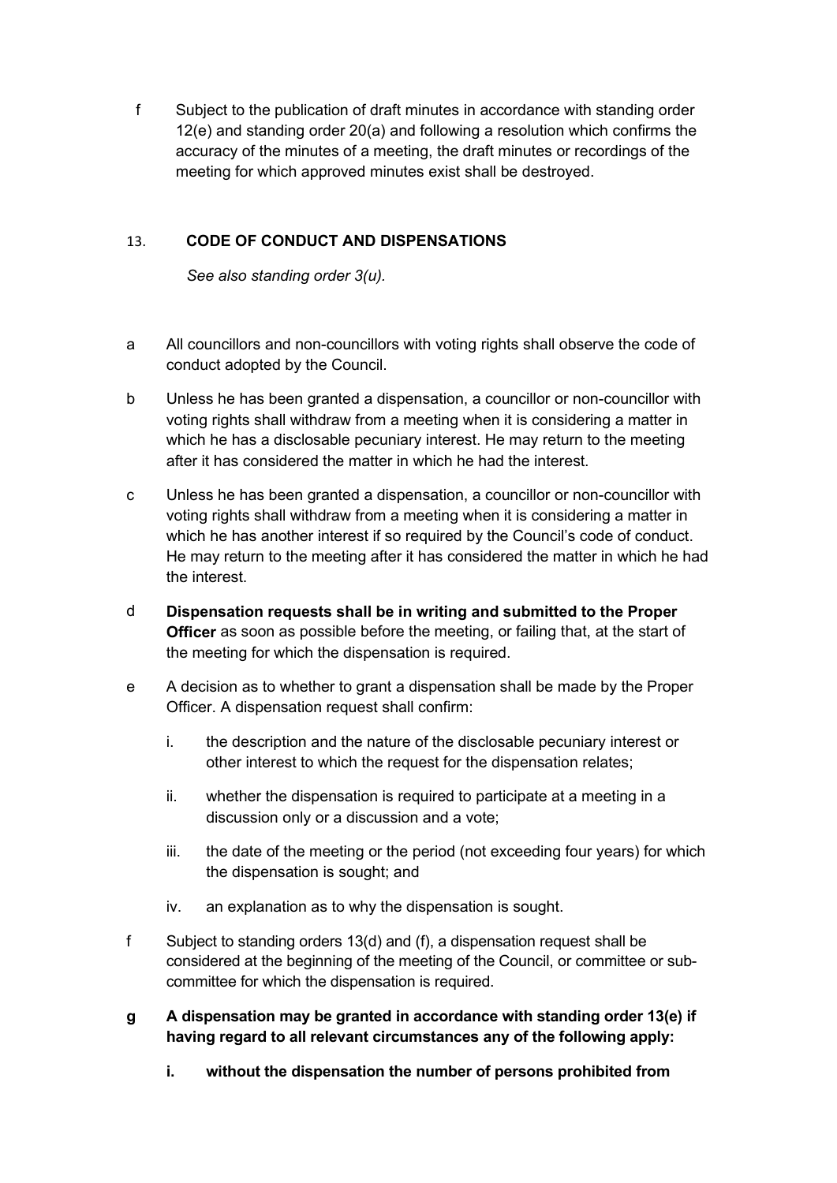f Subject to the publication of draft minutes in accordance with standing order 12(e) and standing order 20(a) and following a resolution which confirms the accuracy of the minutes of a meeting, the draft minutes or recordings of the meeting for which approved minutes exist shall be destroyed.

## 13. CODE OF CONDUCT AND DISPENSATIONS

*See also standing order 3(u).*

a All councillors and non-councillors with voting rights shall observe the code of conduct adopted by the Council.

b Unless he has been granted a dispensation, a councillor or non-councillor with voting rights shall withdraw from a meeting when it is considering a matter in which he has a disclosable pecuniary interest. He may return to the meeting after it has considered the matter in which he had the interest.

c Unless he has been granted a dispensation, a councillor or non-councillor with voting rights shall withdraw from a meeting when it is considering a matter in which he has another interest if so required by the Council's code of conduct. He may return to the meeting after it has considered the matter in which he had the interest.

d **Dispensation requests shall be in writing and submitted to the Proper Officer** as soon as possible before the meeting, or failing that, at the start of the meeting for which the dispensation is required.

e A decision as to whether to grant a dispensation shall be made by the Proper Officer. A dispensation request shall confirm:

i. the description and the nature of the disclosable pecuniary interest or other interest to which the request for the dispensation relates;

ii. whether the dispensation is required to participate at a meeting in a discussion only or a discussion and a vote;

iii. the date of the meeting or the period (not exceeding four years) for which the dispensation is sought; and

iv. an explanation as to why the dispensation is sought.

f Subject to standing orders 13(d) and (f), a dispensation request shall be considered at the beginning of the meeting of the Council, or committee or sub-committee for which the dispensation is required.

**g A dispensation may be granted in accordance with standing order 13(e) if having regard to all relevant circumstances any of the following apply:**

**i. without the dispensation the number of persons prohibited from**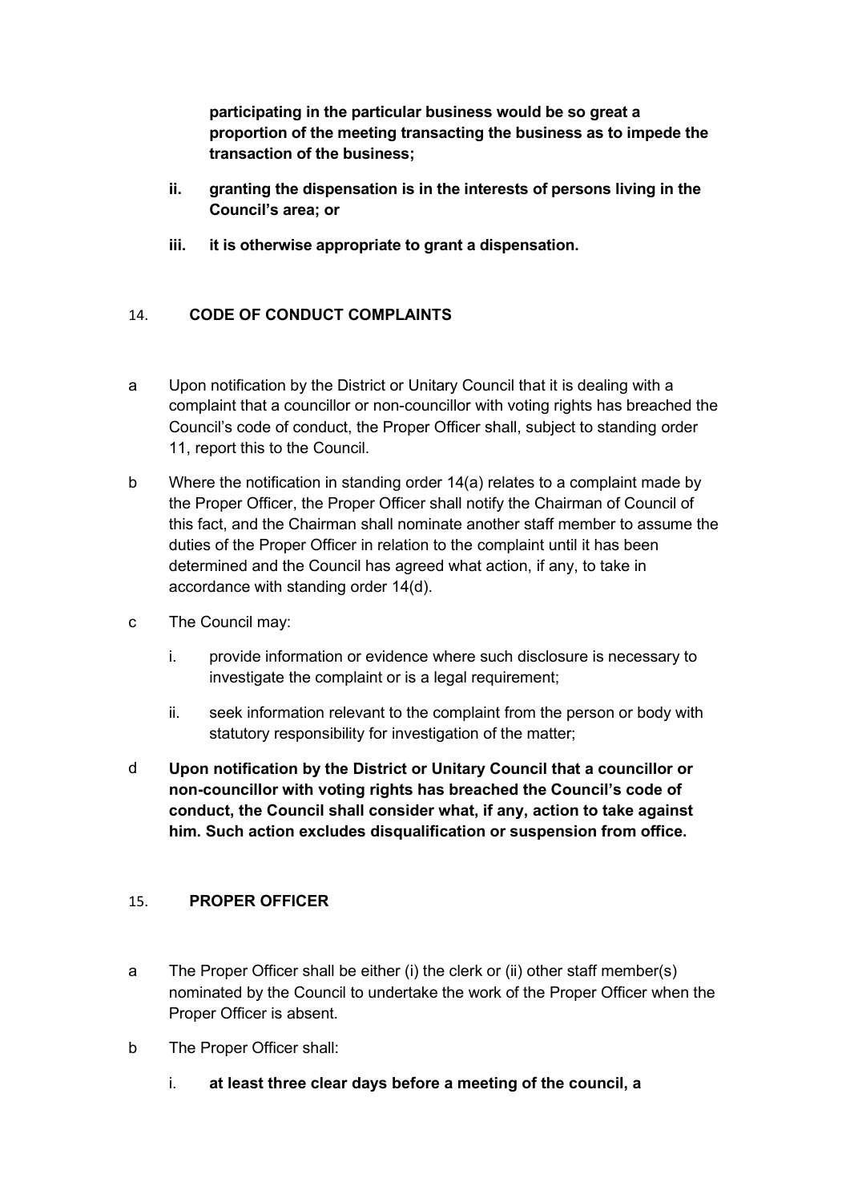**participating in the particular business would be so great a proportion of the meeting transacting the business as to impede the transaction of the business;**

**ii. granting the dispensation is in the interests of persons living in the Council's area; or**

**iii. it is otherwise appropriate to grant a dispensation.**

## 14. CODE OF CONDUCT COMPLAINTS

a Upon notification by the District or Unitary Council that it is dealing with a complaint that a councillor or non-councillor with voting rights has breached the Council's code of conduct, the Proper Officer shall, subject to standing order 11, report this to the Council.

b Where the notification in standing order 14(a) relates to a complaint made by the Proper Officer, the Proper Officer shall notify the Chairman of Council of this fact, and the Chairman shall nominate another staff member to assume the duties of the Proper Officer in relation to the complaint until it has been determined and the Council has agreed what action, if any, to take in accordance with standing order 14(d).

c The Council may:

i. provide information or evidence where such disclosure is necessary to investigate the complaint or is a legal requirement;

ii. seek information relevant to the complaint from the person or body with statutory responsibility for investigation of the matter;

d **Upon notification by the District or Unitary Council that a councillor or non-councillor with voting rights has breached the Council's code of conduct, the Council shall consider what, if any, action to take against him. Such action excludes disqualification or suspension from office.**

## 15. PROPER OFFICER

a The Proper Officer shall be either (i) the clerk or (ii) other staff member(s) nominated by the Council to undertake the work of the Proper Officer when the Proper Officer is absent.

b The Proper Officer shall:

i. **at least three clear days before a meeting of the council, a**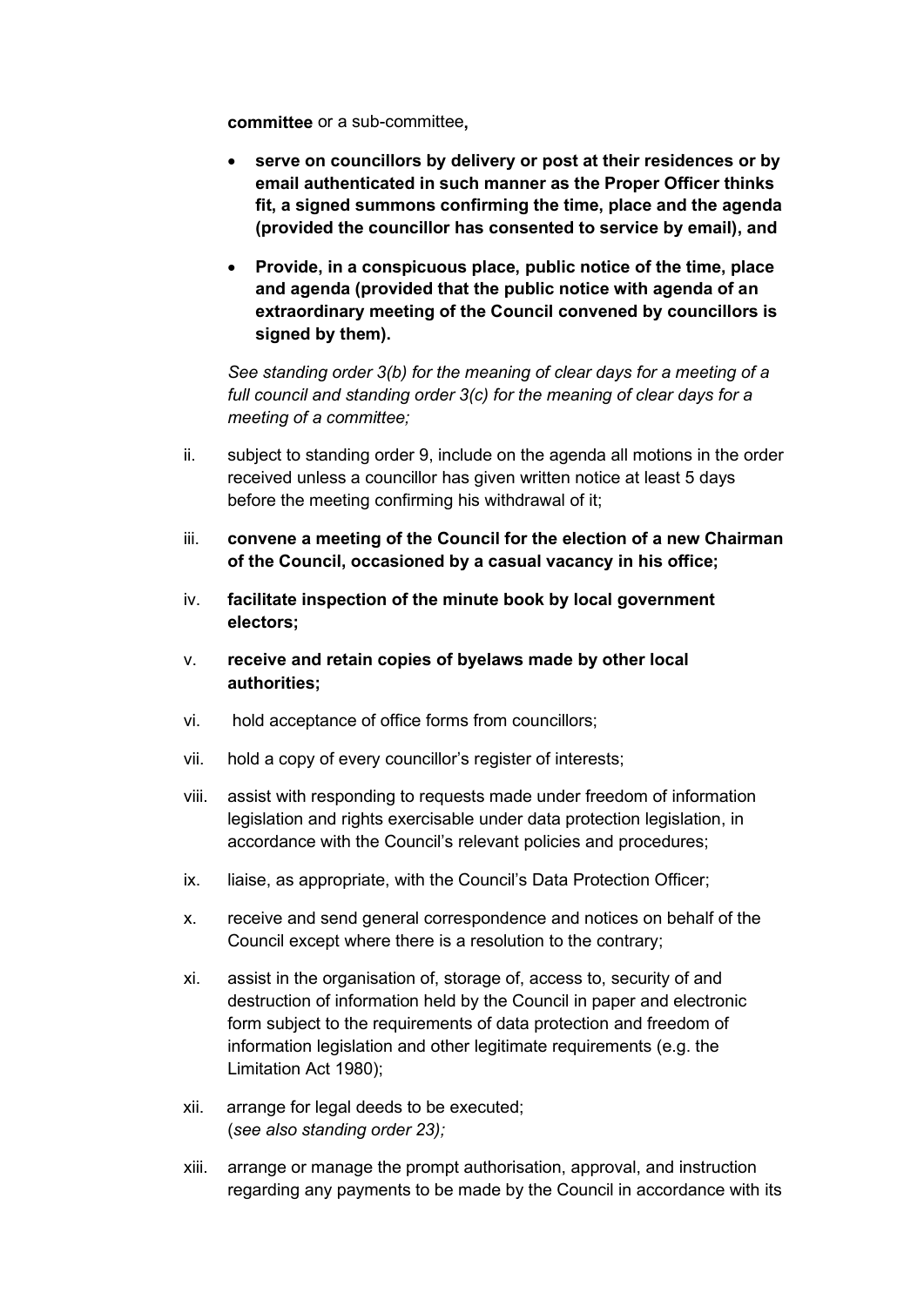**committee** or a sub-committee**,**

- **serve on councillors by delivery or post at their residences or by email authenticated in such manner as the Proper Officer thinks fit, a signed summons confirming the time, place and the agenda (provided the councillor has consented to service by email), and**
- **Provide, in a conspicuous place, public notice of the time, place and agenda (provided that the public notice with agenda of an extraordinary meeting of the Council convened by councillors is signed by them).**

*See standing order 3(b) for the meaning of clear days for a meeting of a full council and standing order 3(c) for the meaning of clear days for a meeting of a committee;*

ii. subject to standing order 9, include on the agenda all motions in the order received unless a councillor has given written notice at least 5 days before the meeting confirming his withdrawal of it;

iii. **convene a meeting of the Council for the election of a new Chairman of the Council, occasioned by a casual vacancy in his office;**

iv. **facilitate inspection of the minute book by local government electors;**

v. **receive and retain copies of byelaws made by other local authorities;**

vi. hold acceptance of office forms from councillors;

vii. hold a copy of every councillor's register of interests;

viii. assist with responding to requests made under freedom of information legislation and rights exercisable under data protection legislation, in accordance with the Council's relevant policies and procedures;

ix. liaise, as appropriate, with the Council's Data Protection Officer;

x. receive and send general correspondence and notices on behalf of the Council except where there is a resolution to the contrary;

xi. assist in the organisation of, storage of, access to, security of and destruction of information held by the Council in paper and electronic form subject to the requirements of data protection and freedom of information legislation and other legitimate requirements (e.g. the Limitation Act 1980);

xii. arrange for legal deeds to be executed;
(*see also standing order 23);*

xiii. arrange or manage the prompt authorisation, approval, and instruction regarding any payments to be made by the Council in accordance with its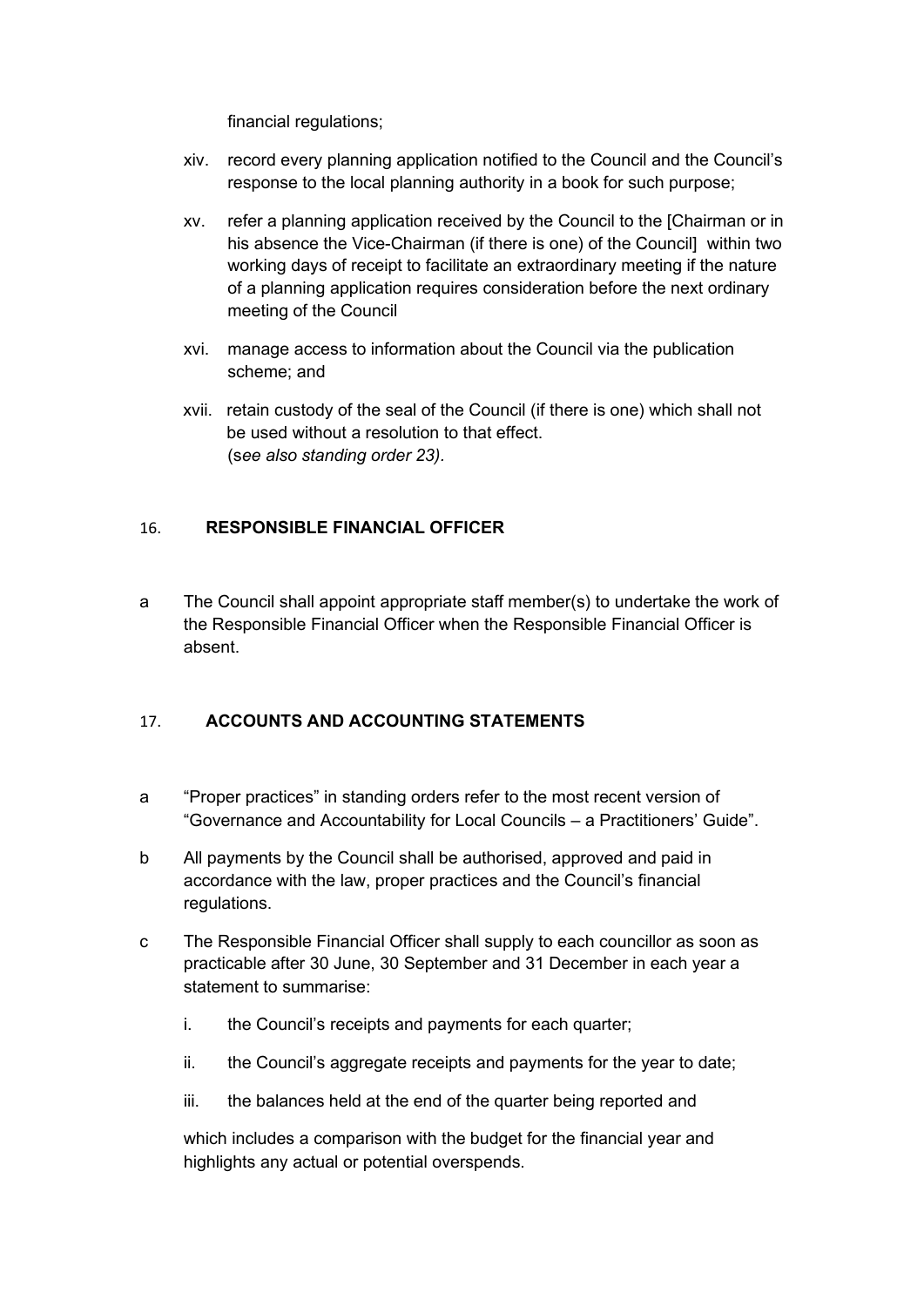financial regulations;

xiv. record every planning application notified to the Council and the Council's response to the local planning authority in a book for such purpose;

xv. refer a planning application received by the Council to the [Chairman or in his absence the Vice-Chairman (if there is one) of the Council] within two working days of receipt to facilitate an extraordinary meeting if the nature of a planning application requires consideration before the next ordinary meeting of the Council

xvi. manage access to information about the Council via the publication scheme; and

xvii. retain custody of the seal of the Council (if there is one) which shall not be used without a resolution to that effect.
(s*ee also standing order 23).*

## 16. RESPONSIBLE FINANCIAL OFFICER

a The Council shall appoint appropriate staff member(s) to undertake the work of the Responsible Financial Officer when the Responsible Financial Officer is absent.

## 17. ACCOUNTS AND ACCOUNTING STATEMENTS

a "Proper practices" in standing orders refer to the most recent version of "Governance and Accountability for Local Councils – a Practitioners' Guide".

b All payments by the Council shall be authorised, approved and paid in accordance with the law, proper practices and the Council's financial regulations.

c The Responsible Financial Officer shall supply to each councillor as soon as practicable after 30 June, 30 September and 31 December in each year a statement to summarise:

i. the Council's receipts and payments for each quarter;

ii. the Council's aggregate receipts and payments for the year to date;

iii. the balances held at the end of the quarter being reported and

which includes a comparison with the budget for the financial year and highlights any actual or potential overspends.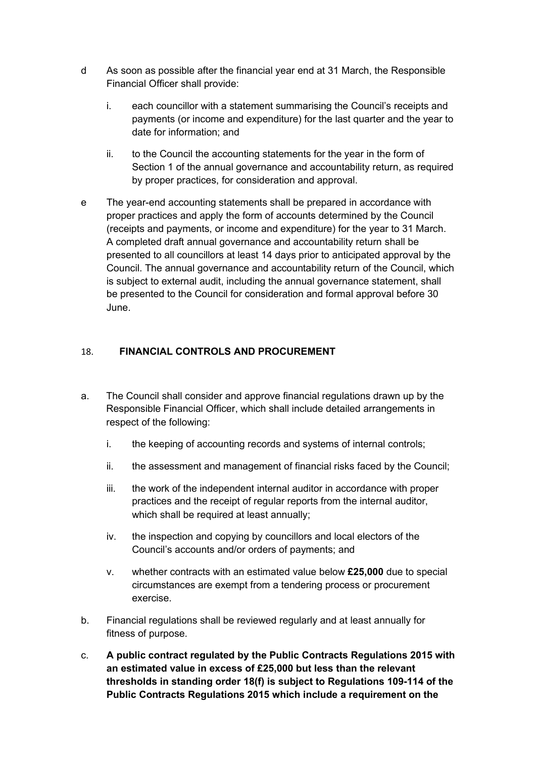d As soon as possible after the financial year end at 31 March, the Responsible Financial Officer shall provide:

   i. each councillor with a statement summarising the Council's receipts and payments (or income and expenditure) for the last quarter and the year to date for information; and

   ii. to the Council the accounting statements for the year in the form of Section 1 of the annual governance and accountability return, as required by proper practices, for consideration and approval.

e The year-end accounting statements shall be prepared in accordance with proper practices and apply the form of accounts determined by the Council (receipts and payments, or income and expenditure) for the year to 31 March. A completed draft annual governance and accountability return shall be presented to all councillors at least 14 days prior to anticipated approval by the Council. The annual governance and accountability return of the Council, which is subject to external audit, including the annual governance statement, shall be presented to the Council for consideration and formal approval before 30 June.

## 18. FINANCIAL CONTROLS AND PROCUREMENT

a. The Council shall consider and approve financial regulations drawn up by the Responsible Financial Officer, which shall include detailed arrangements in respect of the following:

   i. the keeping of accounting records and systems of internal controls;

   ii. the assessment and management of financial risks faced by the Council;

   iii. the work of the independent internal auditor in accordance with proper practices and the receipt of regular reports from the internal auditor, which shall be required at least annually;

   iv. the inspection and copying by councillors and local electors of the Council's accounts and/or orders of payments; and

   v. whether contracts with an estimated value below **£25,000** due to special circumstances are exempt from a tendering process or procurement exercise.

b. Financial regulations shall be reviewed regularly and at least annually for fitness of purpose.

c. **A public contract regulated by the Public Contracts Regulations 2015 with an estimated value in excess of £25,000 but less than the relevant thresholds in standing order 18(f) is subject to Regulations 109-114 of the Public Contracts Regulations 2015 which include a requirement on the**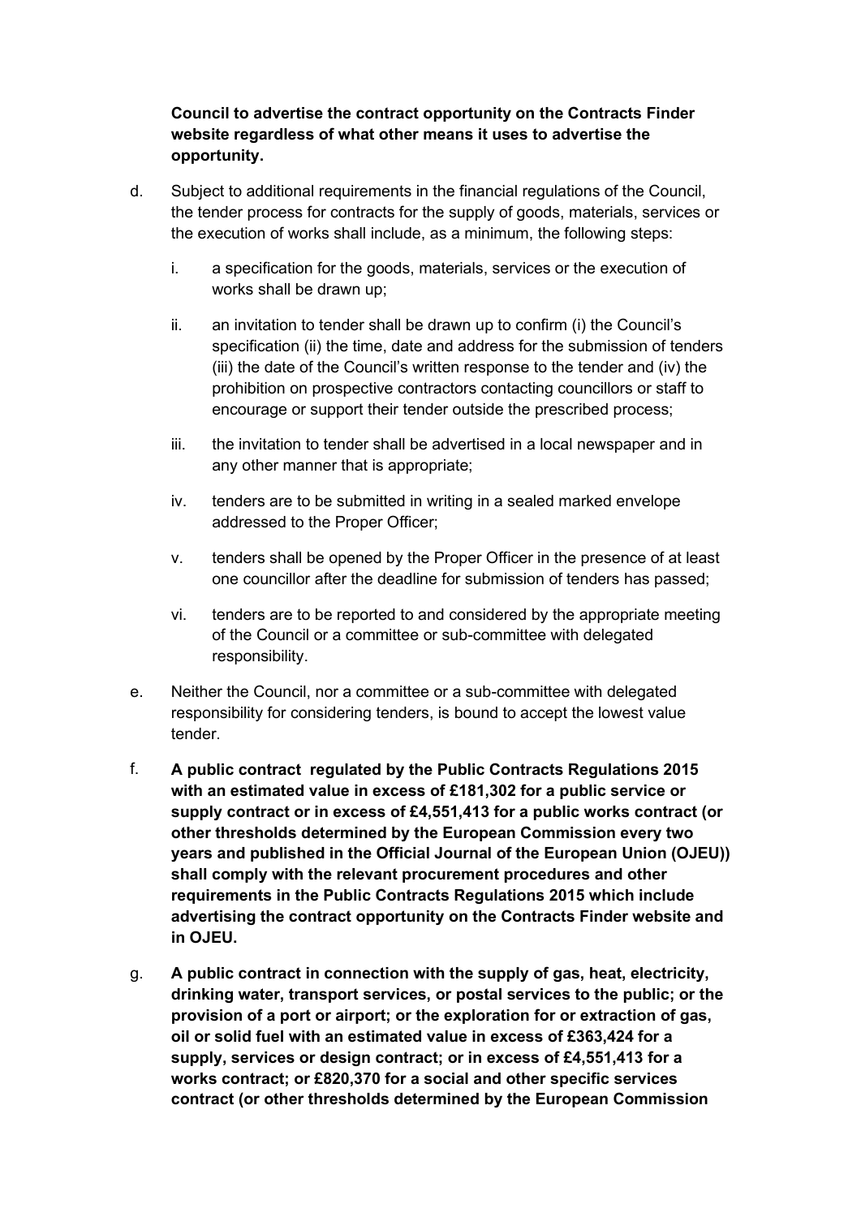**Council to advertise the contract opportunity on the Contracts Finder website regardless of what other means it uses to advertise the opportunity.**

d. Subject to additional requirements in the financial regulations of the Council, the tender process for contracts for the supply of goods, materials, services or the execution of works shall include, as a minimum, the following steps:

   i. a specification for the goods, materials, services or the execution of works shall be drawn up;

   ii. an invitation to tender shall be drawn up to confirm (i) the Council's specification (ii) the time, date and address for the submission of tenders (iii) the date of the Council's written response to the tender and (iv) the prohibition on prospective contractors contacting councillors or staff to encourage or support their tender outside the prescribed process;

   iii. the invitation to tender shall be advertised in a local newspaper and in any other manner that is appropriate;

   iv. tenders are to be submitted in writing in a sealed marked envelope addressed to the Proper Officer;

   v. tenders shall be opened by the Proper Officer in the presence of at least one councillor after the deadline for submission of tenders has passed;

   vi. tenders are to be reported to and considered by the appropriate meeting of the Council or a committee or sub-committee with delegated responsibility.

e. Neither the Council, nor a committee or a sub-committee with delegated responsibility for considering tenders, is bound to accept the lowest value tender.

f. **A public contract regulated by the Public Contracts Regulations 2015 with an estimated value in excess of £181,302 for a public service or supply contract or in excess of £4,551,413 for a public works contract (or other thresholds determined by the European Commission every two years and published in the Official Journal of the European Union (OJEU)) shall comply with the relevant procurement procedures and other requirements in the Public Contracts Regulations 2015 which include advertising the contract opportunity on the Contracts Finder website and in OJEU.**

g. **A public contract in connection with the supply of gas, heat, electricity, drinking water, transport services, or postal services to the public; or the provision of a port or airport; or the exploration for or extraction of gas, oil or solid fuel with an estimated value in excess of £363,424 for a supply, services or design contract; or in excess of £4,551,413 for a works contract; or £820,370 for a social and other specific services contract (or other thresholds determined by the European Commission**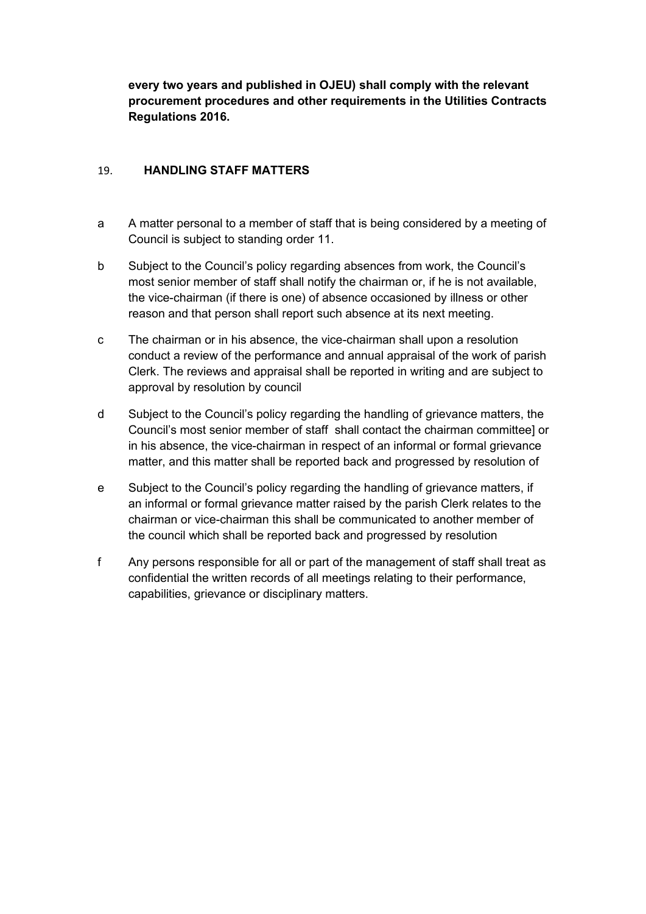**every two years and published in OJEU) shall comply with the relevant procurement procedures and other requirements in the Utilities Contracts Regulations 2016.**

## 19. HANDLING STAFF MATTERS

a A matter personal to a member of staff that is being considered by a meeting of Council is subject to standing order 11.

b Subject to the Council's policy regarding absences from work, the Council's most senior member of staff shall notify the chairman or, if he is not available, the vice-chairman (if there is one) of absence occasioned by illness or other reason and that person shall report such absence at its next meeting.

c The chairman or in his absence, the vice-chairman shall upon a resolution conduct a review of the performance and annual appraisal of the work of parish Clerk. The reviews and appraisal shall be reported in writing and are subject to approval by resolution by council

d Subject to the Council's policy regarding the handling of grievance matters, the Council's most senior member of staff shall contact the chairman committee] or in his absence, the vice-chairman in respect of an informal or formal grievance matter, and this matter shall be reported back and progressed by resolution of

e Subject to the Council's policy regarding the handling of grievance matters, if an informal or formal grievance matter raised by the parish Clerk relates to the chairman or vice-chairman this shall be communicated to another member of the council which shall be reported back and progressed by resolution

f Any persons responsible for all or part of the management of staff shall treat as confidential the written records of all meetings relating to their performance, capabilities, grievance or disciplinary matters.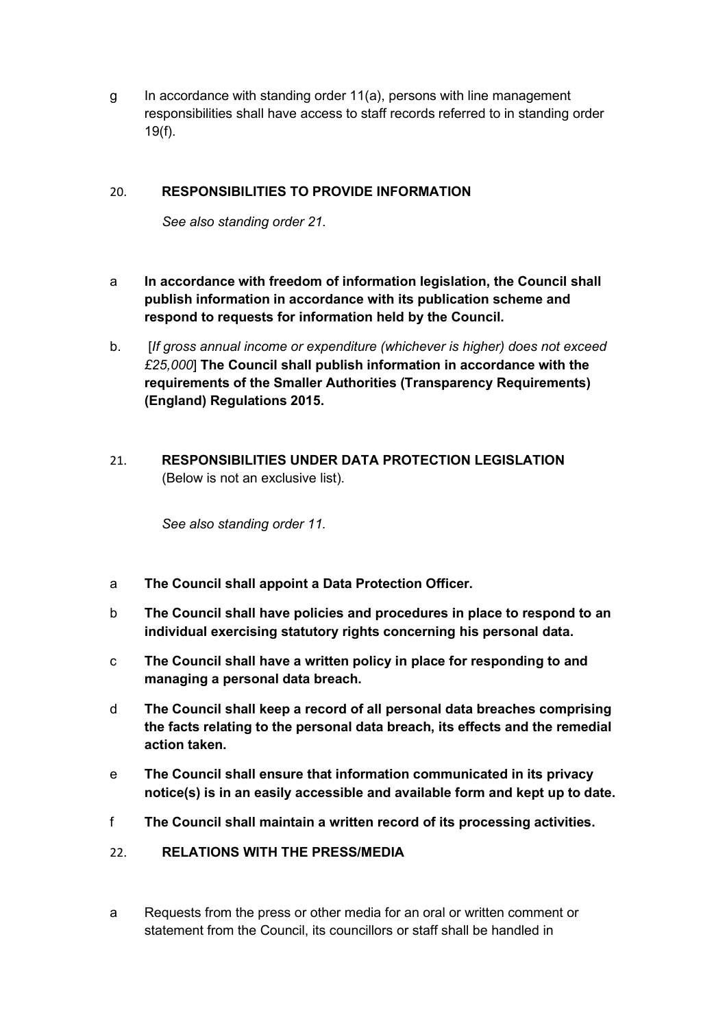g In accordance with standing order 11(a), persons with line management responsibilities shall have access to staff records referred to in standing order 19(f).

## 20. RESPONSIBILITIES TO PROVIDE INFORMATION

*See also standing order 21.*

a **In accordance with freedom of information legislation, the Council shall publish information in accordance with its publication scheme and respond to requests for information held by the Council.**

b. [*If gross annual income or expenditure (whichever is higher) does not exceed £25,000*] **The Council shall publish information in accordance with the requirements of the Smaller Authorities (Transparency Requirements) (England) Regulations 2015.**

## 21. RESPONSIBILITIES UNDER DATA PROTECTION LEGISLATION

(Below is not an exclusive list).

*See also standing order 11.*

a **The Council shall appoint a Data Protection Officer.**

b **The Council shall have policies and procedures in place to respond to an individual exercising statutory rights concerning his personal data.**

c **The Council shall have a written policy in place for responding to and managing a personal data breach.**

d **The Council shall keep a record of all personal data breaches comprising the facts relating to the personal data breach, its effects and the remedial action taken.**

e **The Council shall ensure that information communicated in its privacy notice(s) is in an easily accessible and available form and kept up to date.**

f **The Council shall maintain a written record of its processing activities.**

## 22. RELATIONS WITH THE PRESS/MEDIA

a Requests from the press or other media for an oral or written comment or statement from the Council, its councillors or staff shall be handled in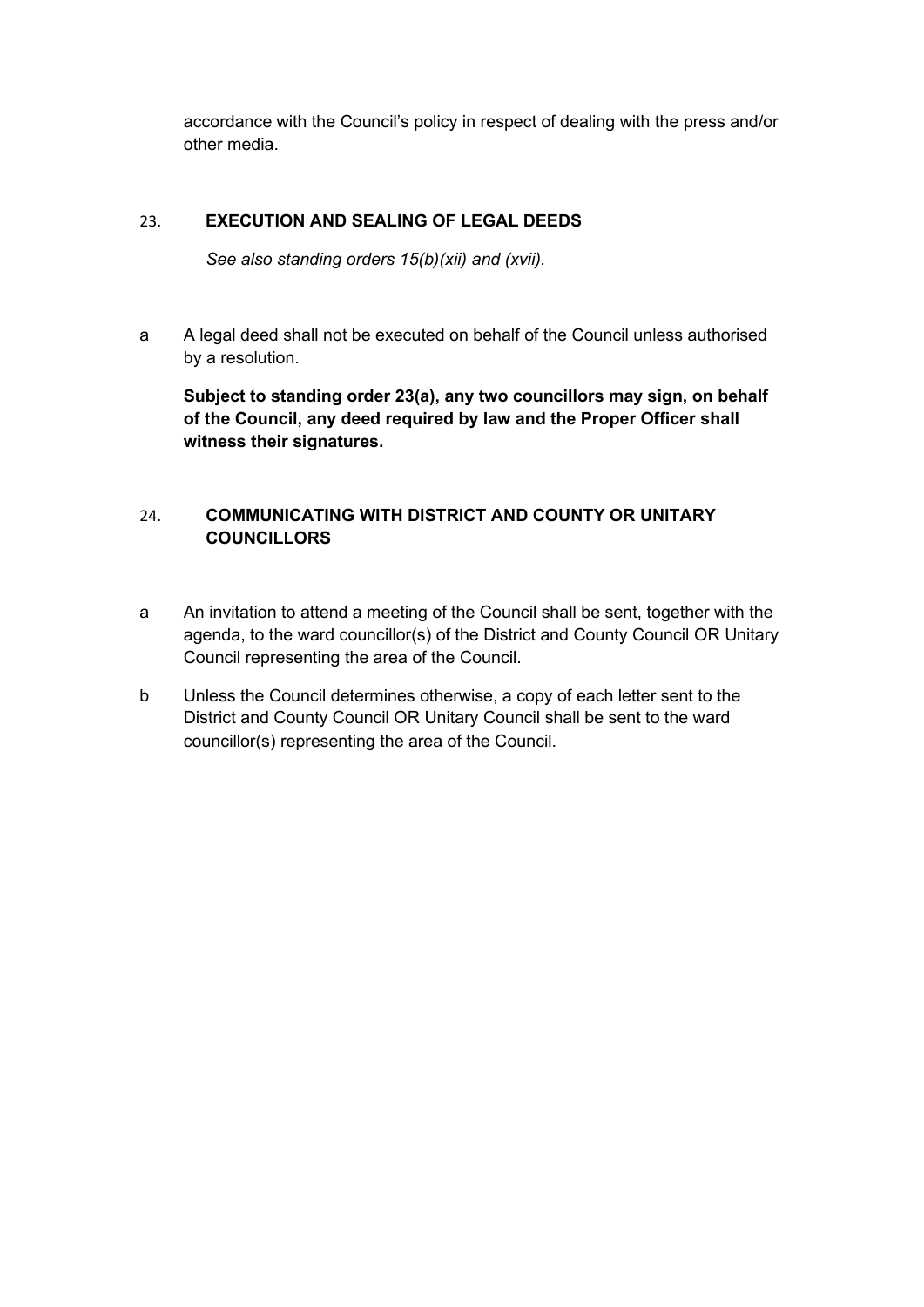accordance with the Council's policy in respect of dealing with the press and/or other media.

## 23. EXECUTION AND SEALING OF LEGAL DEEDS

*See also standing orders 15(b)(xii) and (xvii).*

a A legal deed shall not be executed on behalf of the Council unless authorised by a resolution.

**Subject to standing order 23(a), any two councillors may sign, on behalf of the Council, any deed required by law and the Proper Officer shall witness their signatures.**

## 24. COMMUNICATING WITH DISTRICT AND COUNTY OR UNITARY COUNCILLORS

a An invitation to attend a meeting of the Council shall be sent, together with the agenda, to the ward councillor(s) of the District and County Council OR Unitary Council representing the area of the Council.

b Unless the Council determines otherwise, a copy of each letter sent to the District and County Council OR Unitary Council shall be sent to the ward councillor(s) representing the area of the Council.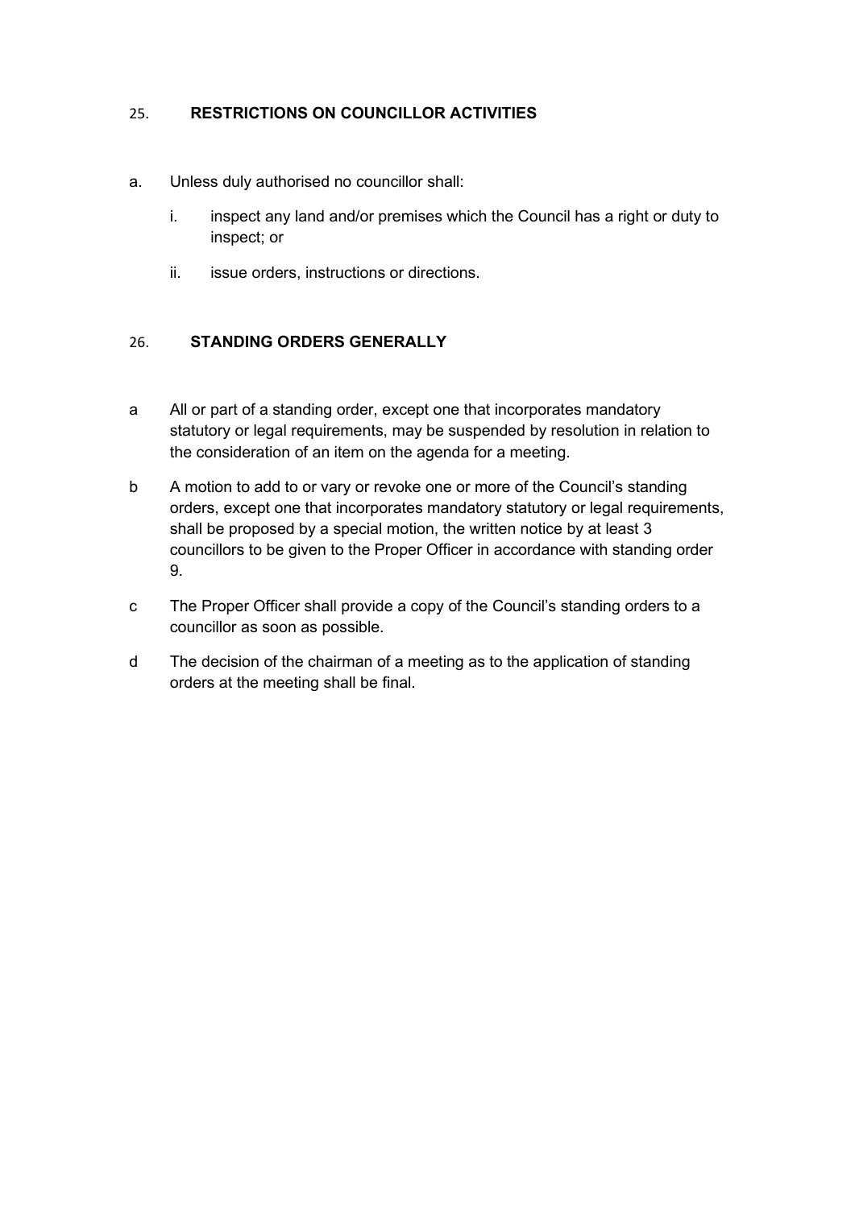## 25. RESTRICTIONS ON COUNCILLOR ACTIVITIES

a. Unless duly authorised no councillor shall:

   i. inspect any land and/or premises which the Council has a right or duty to inspect; or

   ii. issue orders, instructions or directions.

## 26. STANDING ORDERS GENERALLY

a All or part of a standing order, except one that incorporates mandatory statutory or legal requirements, may be suspended by resolution in relation to the consideration of an item on the agenda for a meeting.

b A motion to add to or vary or revoke one or more of the Council's standing orders, except one that incorporates mandatory statutory or legal requirements, shall be proposed by a special motion, the written notice by at least 3 councillors to be given to the Proper Officer in accordance with standing order 9.

c The Proper Officer shall provide a copy of the Council's standing orders to a councillor as soon as possible.

d The decision of the chairman of a meeting as to the application of standing orders at the meeting shall be final.